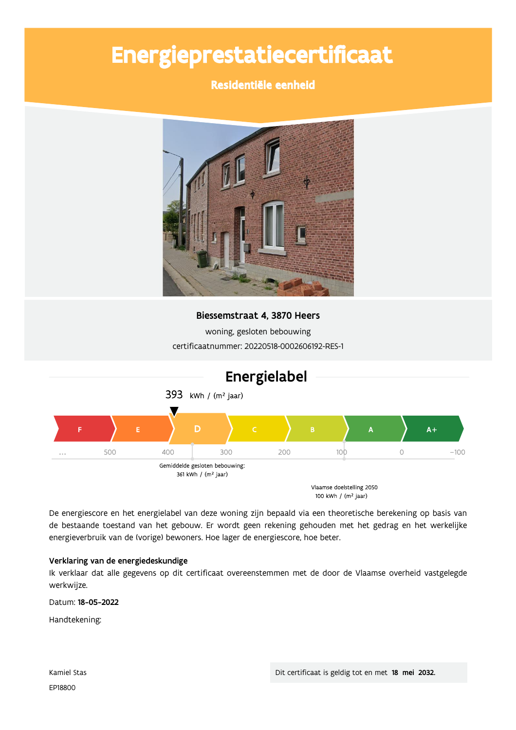# Energieprestatiecertificaat

## Residentiële eenheid

**Biessemstraat 4, 3870 Heers**

woning, gesloten bebouwing

certificaatnummer: 20220518-0002606192-RES-1

## Energielabel

393 kWh / (m² jaar)

| F | E | D | C | B | A | A+ |
|---|---|---|---|---|---|---|

... 500 400 300 200 100 0 -100

Gemiddelde gesloten bebouwing: 361 kWh / (m² jaar)

Vlaamse doelstelling 2050 100 kWh / (m² jaar)

De energiescore en het energielabel van deze woning zijn bepaald via een theoretische berekening op basis van de bestaande toestand van het gebouw. Er wordt geen rekening gehouden met het gedrag en het werkelijke energieverbruik van de (vorige) bewoners. Hoe lager de energiescore, hoe beter.

**Verklaring van de energiedeskundige**

Ik verklaar dat alle gegevens op dit certificaat overeenstemmen met de door de Vlaamse overheid vastgelegde werkwijze.

Datum: **18-05-2022**

Handtekening:

Kamiel Stas

EP18800

Dit certificaat is geldig tot en met **18 mei 2032.**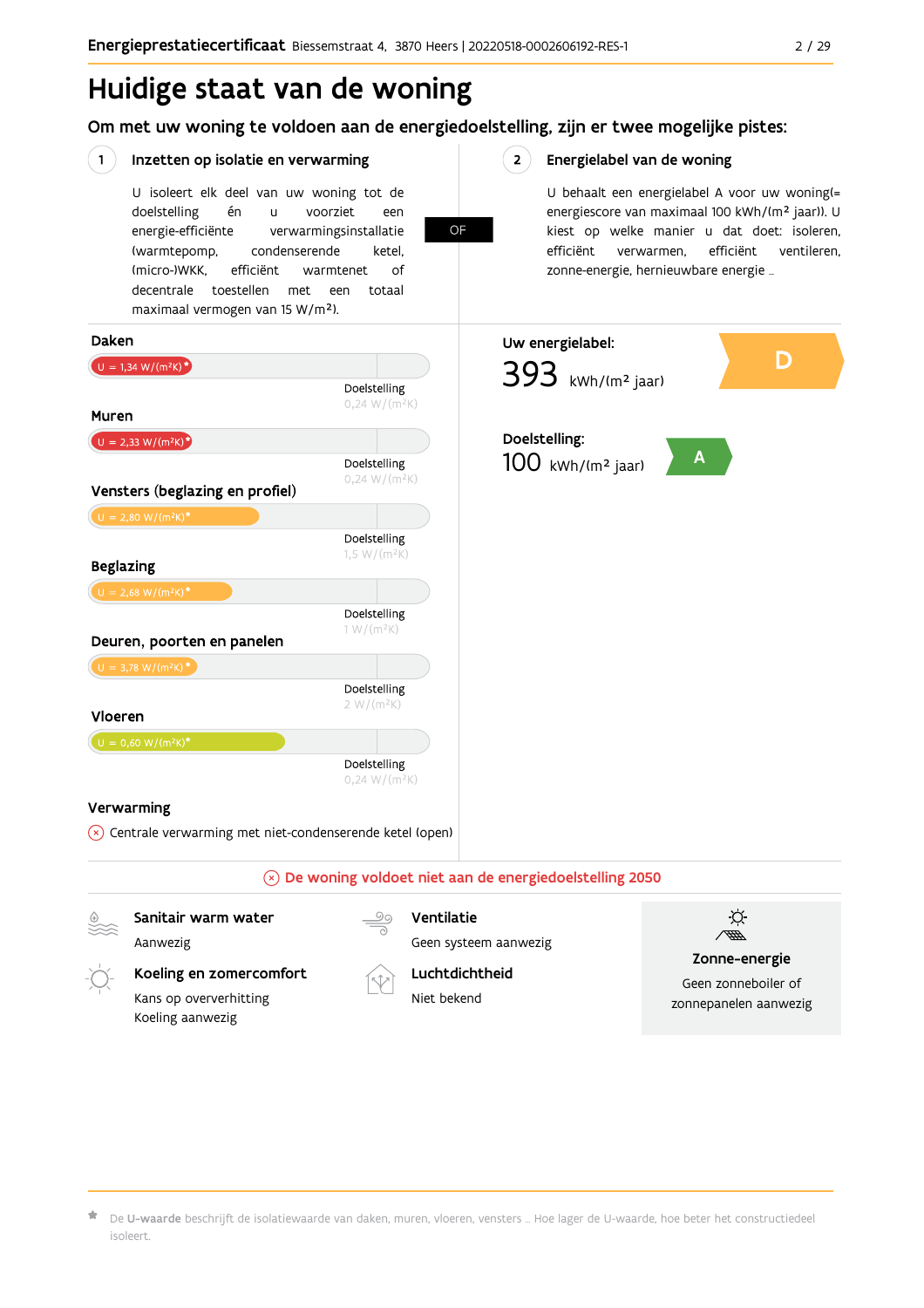# Huidige staat van de woning

## Om met uw woning te voldoen aan de energiedoelstelling, zijn er twee mogelijke pistes:

### 1 Inzetten op isolatie en verwarming

U isoleert elk deel van uw woning tot de doelstelling én u voorziet een energie-efficiënte verwarmingsinstallatie (warmtepomp, condenserende ketel, (micro-)WKK, efficiënt warmtenet of decentrale toestellen met een totaal maximaal vermogen van 15 W/m²).

**OF**

### 2 Energielabel van de woning

U behaalt een energielabel A voor uw woning(= energiescore van maximaal 100 kWh/(m² jaar)). U kiest op welke manier u dat doet: isoleren, efficiënt verwarmen, efficiënt ventileren, zonne-energie, hernieuwbare energie …

**Daken**

U = 1,34 W/(m²K)*

Doelstelling 0,24 W/(m²K)

**Muren**

U = 2,33 W/(m²K)*

Doelstelling 0,24 W/(m²K)

**Vensters (beglazing en profiel)**

U = 2,80 W/(m²K)*

Doelstelling 1,5 W/(m²K)

**Beglazing**

U = 2,68 W/(m²K)*

Doelstelling 1 W/(m²K)

**Deuren, poorten en panelen**

U = 3,78 W/(m²K)*

Doelstelling 2 W/(m²K)

**Vloeren**

U = 0,60 W/(m²K)*

Doelstelling 0,24 W/(m²K)

**Verwarming**

Centrale verwarming met niet-condenserende ketel (open)

**Uw energielabel:**

393 kWh/(m² jaar) — D

**Doelstelling:**

100 kWh/(m² jaar) — A

**De woning voldoet niet aan de energiedoelstelling 2050**

**Sanitair warm water**

Aanwezig

**Koeling en zomercomfort**

Kans op oververhitting

Koeling aanwezig

**Ventilatie**

Geen systeem aanwezig

**Luchtdichtheid**

Niet bekend

**Zonne-energie**

Geen zonneboiler of zonnepanelen aanwezig

* De **U-waarde** beschrijft de isolatiewaarde van daken, muren, vloeren, vensters … Hoe lager de U-waarde, hoe beter het constructiedeel isoleert.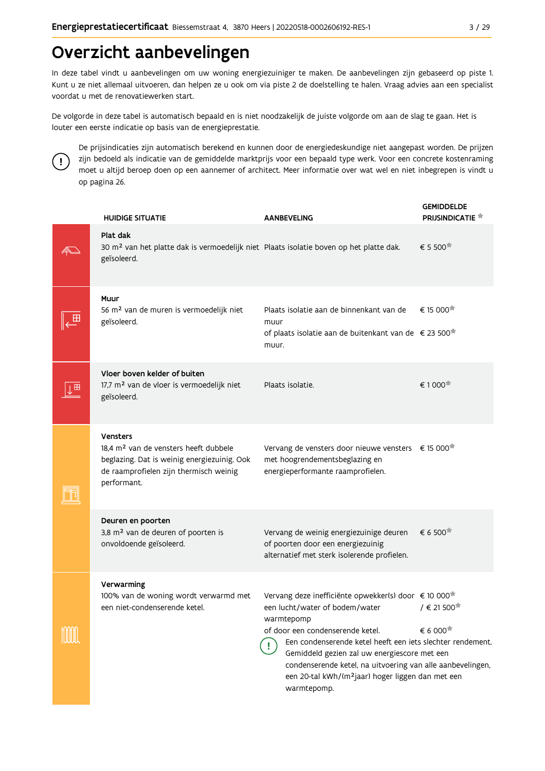# Overzicht aanbevelingen

In deze tabel vindt u aanbevelingen om uw woning energiezuiniger te maken. De aanbevelingen zijn gebaseerd op piste 1. Kunt u ze niet allemaal uitvoeren, dan helpen ze u ook om via piste 2 de doelstelling te halen. Vraag advies aan een specialist voordat u met de renovatiewerken start.

De volgorde in deze tabel is automatisch bepaald en is niet noodzakelijk de juiste volgorde om aan de slag te gaan. Het is louter een eerste indicatie op basis van de energieprestatie.

De prijsindicaties zijn automatisch berekend en kunnen door de energiedeskundige niet aangepast worden. De prijzen zijn bedoeld als indicatie van de gemiddelde marktprijs voor een bepaald type werk. Voor een concrete kostenraming moet u altijd beroep doen op een aannemer of architect. Meer informatie over wat wel en niet inbegrepen is vindt u op pagina 26.

| HUIDIGE SITUATIE | AANBEVELING | GEMIDDELDE PRIJSINDICATIE * |
|---|---|---|
| **Plat dak**<br>30 m² van het platte dak is vermoedelijk niet geïsoleerd. | Plaats isolatie boven op het platte dak. | € 5 500* |
| **Muur**<br>56 m² van de muren is vermoedelijk niet geïsoleerd. | Plaats isolatie aan de binnenkant van de muur<br>of plaats isolatie aan de buitenkant van de muur. | € 15 000*<br>€ 23 500* |
| **Vloer boven kelder of buiten**<br>17,7 m² van de vloer is vermoedelijk niet geïsoleerd. | Plaats isolatie. | € 1 000* |
| **Vensters**<br>18,4 m² van de vensters heeft dubbele beglazing. Dat is weinig energiezuinig. Ook de raamprofielen zijn thermisch weinig performant. | Vervang de vensters door nieuwe vensters met hoogrendementsbeglazing en energieperformante raamprofielen. | € 15 000* |
| **Deuren en poorten**<br>3,8 m² van de deuren of poorten is onvoldoende geïsoleerd. | Vervang de weinig energiezuinige deuren of poorten door een energiezuinig alternatief met sterk isolerende profielen. | € 6 500* |
| **Verwarming**<br>100% van de woning wordt verwarmd met een niet-condenserende ketel. | Vervang deze inefficiënte opwekker(s) door een lucht/water of bodem/water warmtepomp<br>of door een condenserende ketel.<br>(!) Een condenserende ketel heeft een iets slechter rendement. Gemiddeld gezien zal uw energiescore met een condenserende ketel, na uitvoering van alle aanbevelingen, een 20-tal kWh/(m²jaar) hoger liggen dan met een warmtepomp. | € 10 000* / € 21 500*<br><br>€ 6 000* |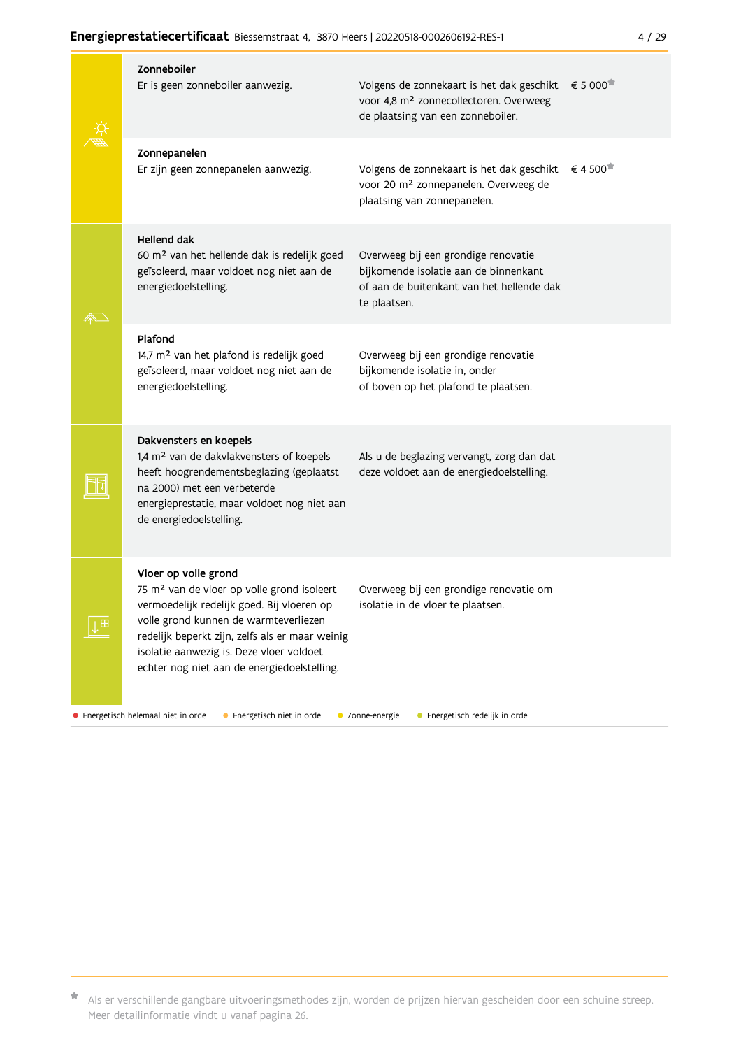| Onderdeel | Huidige toestand | Aanbeveling | Kostprijs |
|---|---|---|---|
| **Zonneboiler** | Er is geen zonneboiler aanwezig. | Volgens de zonnekaart is het dak geschikt voor 4,8 m² zonnecollectoren. Overweeg de plaatsing van een zonneboiler. | € 5 000* |
| **Zonnepanelen** | Er zijn geen zonnepanelen aanwezig. | Volgens de zonnekaart is het dak geschikt voor 20 m² zonnepanelen. Overweeg de plaatsing van zonnepanelen. | € 4 500* |
| **Hellend dak** | 60 m² van het hellende dak is redelijk goed geïsoleerd, maar voldoet nog niet aan de energiedoelstelling. | Overweeg bij een grondige renovatie bijkomende isolatie aan de binnenkant of aan de buitenkant van het hellende dak te plaatsen. | |
| **Plafond** | 14,7 m² van het plafond is redelijk goed geïsoleerd, maar voldoet nog niet aan de energiedoelstelling. | Overweeg bij een grondige renovatie bijkomende isolatie in, onder of boven op het plafond te plaatsen. | |
| **Dakvensters en koepels** | 1,4 m² van de dakvlakvensters of koepels heeft hoogrendementsbeglazing (geplaatst na 2000) met een verbeterde energieprestatie, maar voldoet nog niet aan de energiedoelstelling. | Als u de beglazing vervangt, zorg dan dat deze voldoet aan de energiedoelstelling. | |
| **Vloer op volle grond** | 75 m² van de vloer op volle grond isoleert vermoedelijk redelijk goed. Bij vloeren op volle grond kunnen de warmteverliezen redelijk beperkt zijn, zelfs als er maar weinig isolatie aanwezig is. Deze vloer voldoet echter nog niet aan de energiedoelstelling. | Overweeg bij een grondige renovatie om isolatie in de vloer te plaatsen. | |

● Energetisch helemaal niet in orde ● Energetisch niet in orde ● Zonne-energie ● Energetisch redelijk in orde

* Als er verschillende gangbare uitvoeringsmethodes zijn, worden de prijzen hiervan gescheiden door een schuine streep. Meer detailinformatie vindt u vanaf pagina 26.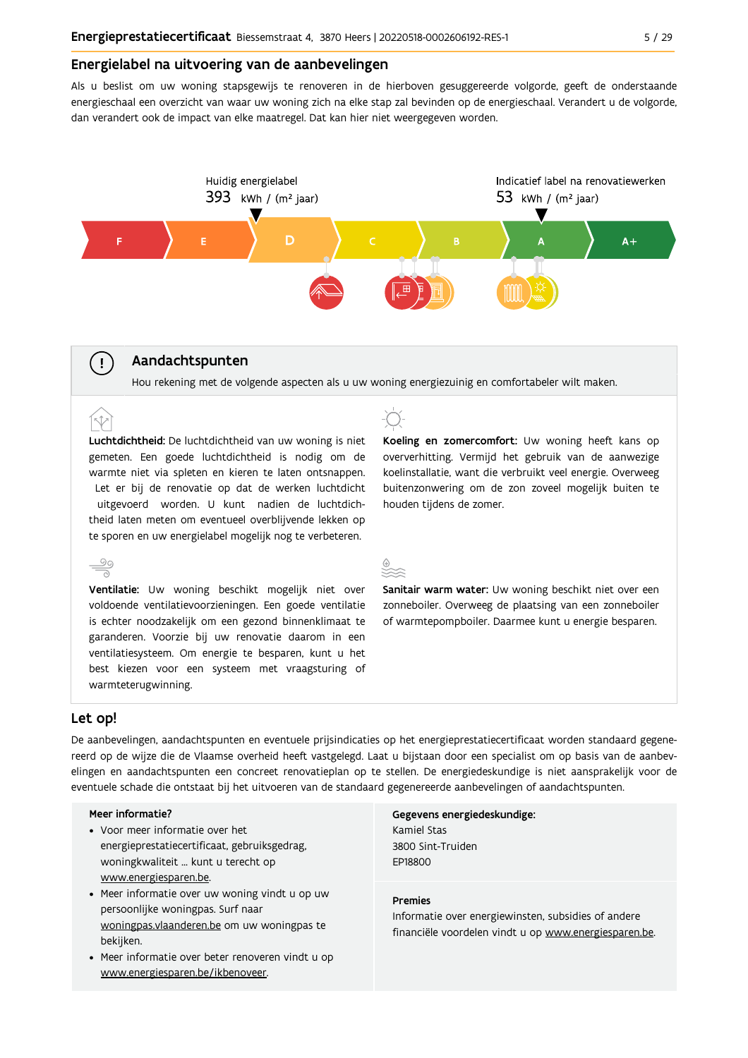## Energielabel na uitvoering van de aanbevelingen

Als u beslist om uw woning stapsgewijs te renoveren in de hierboven gesuggereerde volgorde, geeft de onderstaande energieschaal een overzicht van waar uw woning zich na elke stap zal bevinden op de energieschaal. Verandert u de volgorde, dan verandert ook de impact van elke maatregel. Dat kan hier niet weergegeven worden.

Huidig energielabel
393 kWh / (m² jaar)

Indicatief label na renovatiewerken
53 kWh / (m² jaar)

F | E | D | C | B | A | A+

### Aandachtspunten

Hou rekening met de volgende aspecten als u uw woning energiezuinig en comfortabeler wilt maken.

**Luchtdichtheid:** De luchtdichtheid van uw woning is niet gemeten. Een goede luchtdichtheid is nodig om de warmte niet via spleten en kieren te laten ontsnappen. Let er bij de renovatie op dat de werken luchtdicht uitgevoerd worden. U kunt nadien de luchtdichtheid laten meten om eventueel overblijvende lekken op te sporen en uw energielabel mogelijk nog te verbeteren.

**Ventilatie:** Uw woning beschikt mogelijk niet over voldoende ventilatievoorzieningen. Een goede ventilatie is echter noodzakelijk om een gezond binnenklimaat te garanderen. Voorzie bij uw renovatie daarom in een ventilatiesysteem. Om energie te besparen, kunt u het best kiezen voor een systeem met vraagsturing of warmteterugwinning.

**Koeling en zomercomfort:** Uw woning heeft kans op oververhitting. Vermijd het gebruik van de aanwezige koelinstallatie, want die verbruikt veel energie. Overweeg buitenzonwering om de zon zoveel mogelijk buiten te houden tijdens de zomer.

**Sanitair warm water:** Uw woning beschikt niet over een zonneboiler. Overweeg de plaatsing van een zonneboiler of warmtepompboiler. Daarmee kunt u energie besparen.

## Let op!

De aanbevelingen, aandachtspunten en eventuele prijsindicaties op het energieprestatiecertificaat worden standaard gegenereerd op de wijze die de Vlaamse overheid heeft vastgelegd. Laat u bijstaan door een specialist om op basis van de aanbevelingen en aandachtspunten een concreet renovatieplan op te stellen. De energiedeskundige is niet aansprakelijk voor de eventuele schade die ontstaat bij het uitvoeren van de standaard gegenereerde aanbevelingen of aandachtspunten.

**Meer informatie?**

- Voor meer informatie over het energieprestatiecertificaat, gebruiksgedrag, woningkwaliteit ... kunt u terecht op www.energiesparen.be.
- Meer informatie over uw woning vindt u op uw persoonlijke woningpas. Surf naar woningpas.vlaanderen.be om uw woningpas te bekijken.
- Meer informatie over beter renoveren vindt u op www.energiesparen.be/ikbenoveer.

**Gegevens energiedeskundige:**
Kamiel Stas
3800 Sint-Truiden
EP18800

**Premies**
Informatie over energiewinsten, subsidies of andere financiële voordelen vindt u op www.energiesparen.be.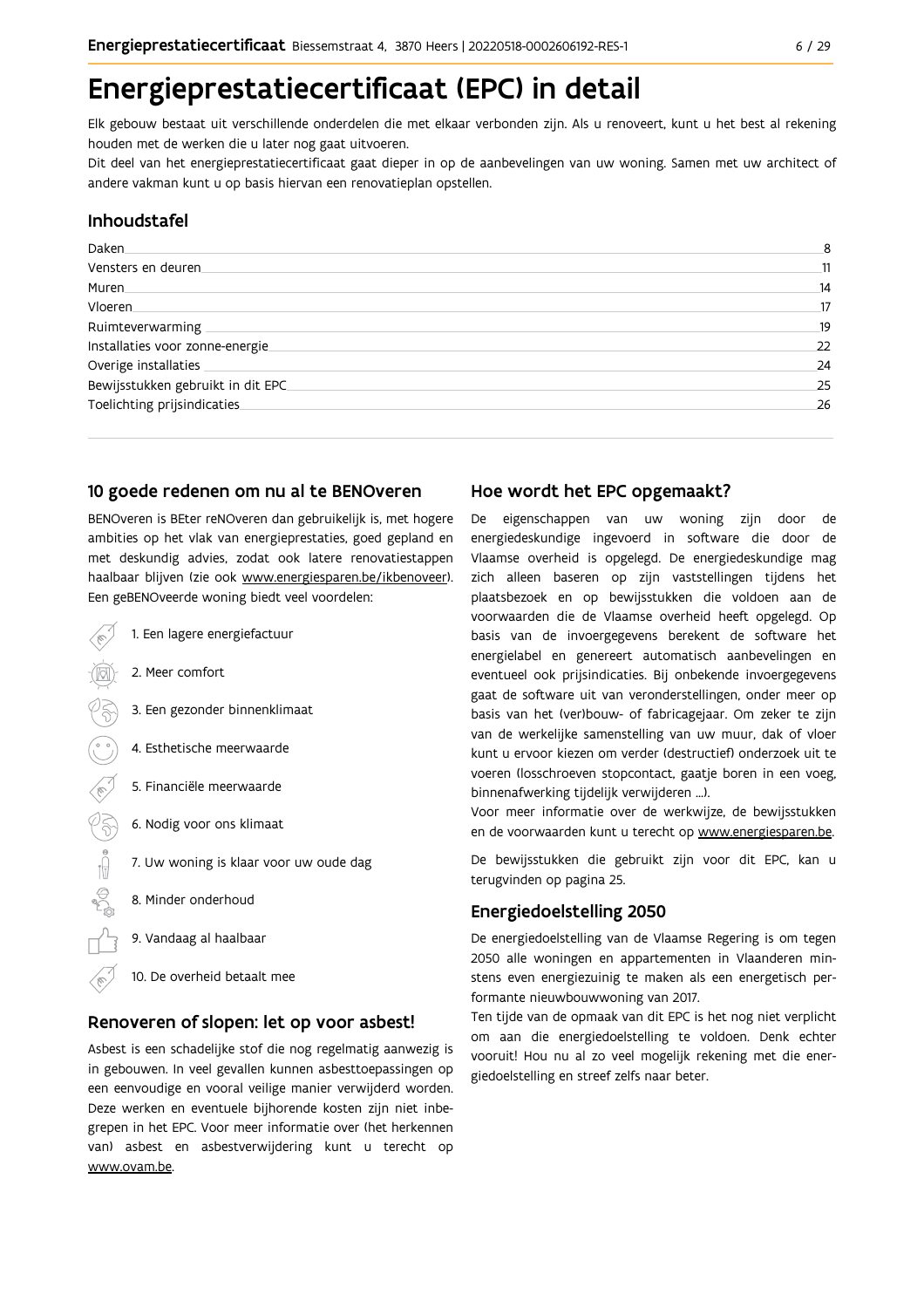# Energieprestatiecertificaat (EPC) in detail

Elk gebouw bestaat uit verschillende onderdelen die met elkaar verbonden zijn. Als u renoveert, kunt u het best al rekening houden met de werken die u later nog gaat uitvoeren.

Dit deel van het energieprestatiecertificaat gaat dieper in op de aanbevelingen van uw woning. Samen met uw architect of andere vakman kunt u op basis hiervan een renovatieplan opstellen.

## Inhoudstafel

| | |
|---|---|
| Daken | 8 |
| Vensters en deuren | 11 |
| Muren | 14 |
| Vloeren | 17 |
| Ruimteverwarming | 19 |
| Installaties voor zonne-energie | 22 |
| Overige installaties | 24 |
| Bewijsstukken gebruikt in dit EPC | 25 |
| Toelichting prijsindicaties | 26 |

## 10 goede redenen om nu al te BENOveren

BENOveren is BEter reNOveren dan gebruikelijk is, met hogere ambities op het vlak van energieprestaties, goed gepland en met deskundig advies, zodat ook latere renovatiestappen haalbaar blijven (zie ook www.energiesparen.be/ikbenoveer). Een geBENOveerde woning biedt veel voordelen:

1. Een lagere energiefactuur
2. Meer comfort
3. Een gezonder binnenklimaat
4. Esthetische meerwaarde
5. Financiële meerwaarde
6. Nodig voor ons klimaat
7. Uw woning is klaar voor uw oude dag
8. Minder onderhoud
9. Vandaag al haalbaar
10. De overheid betaalt mee

## Renoveren of slopen: let op voor asbest!

Asbest is een schadelijke stof die nog regelmatig aanwezig is in gebouwen. In veel gevallen kunnen asbesttoepassingen op een eenvoudige en vooral veilige manier verwijderd worden. Deze werken en eventuele bijhorende kosten zijn niet inbegrepen in het EPC. Voor meer informatie over (het herkennen van) asbest en asbestverwijdering kunt u terecht op www.ovam.be.

## Hoe wordt het EPC opgemaakt?

De eigenschappen van uw woning zijn door de energiedeskundige ingevoerd in software die door de Vlaamse overheid is opgelegd. De energiedeskundige mag zich alleen baseren op zijn vaststellingen tijdens het plaatsbezoek en op bewijsstukken die voldoen aan de voorwaarden die de Vlaamse overheid heeft opgelegd. Op basis van de invoergegevens berekent de software het energielabel en genereert automatisch aanbevelingen en eventueel ook prijsindicaties. Bij onbekende invoergegevens gaat de software uit van veronderstellingen, onder meer op basis van het (ver)bouw- of fabricagejaar. Om zeker te zijn van de werkelijke samenstelling van uw muur, dak of vloer kunt u ervoor kiezen om verder (destructief) onderzoek uit te voeren (losschroeven stopcontact, gaatje boren in een voeg, binnenafwerking tijdelijk verwijderen ...).

Voor meer informatie over de werkwijze, de bewijsstukken en de voorwaarden kunt u terecht op www.energiesparen.be.

De bewijsstukken die gebruikt zijn voor dit EPC, kan u terugvinden op pagina 25.

## Energiedoelstelling 2050

De energiedoelstelling van de Vlaamse Regering is om tegen 2050 alle woningen en appartementen in Vlaanderen minstens even energiezuinig te maken als een energetisch performante nieuwbouwwoning van 2017.

Ten tijde van de opmaak van dit EPC is het nog niet verplicht om aan die energiedoelstelling te voldoen. Denk echter vooruit! Hou nu al zo veel mogelijk rekening met die energiedoelstelling en streef zelfs naar beter.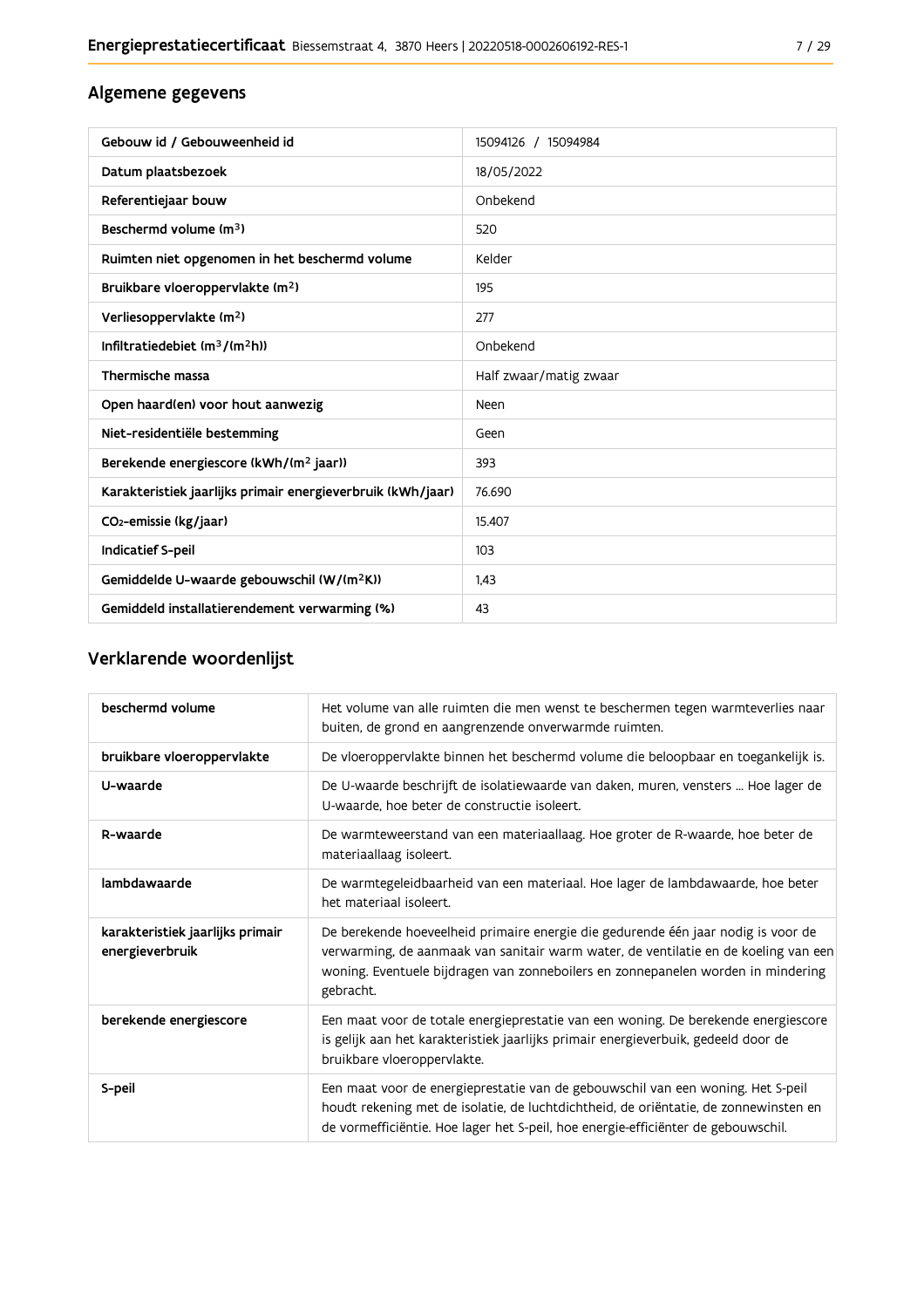## Algemene gegevens

| | |
|---|---|
| Gebouw id / Gebouweenheid id | 15094126 / 15094984 |
| Datum plaatsbezoek | 18/05/2022 |
| Referentiejaar bouw | Onbekend |
| Beschermd volume ($m^3$) | 520 |
| Ruimten niet opgenomen in het beschermd volume | Kelder |
| Bruikbare vloeroppervlakte ($m^2$) | 195 |
| Verliesoppervlakte ($m^2$) | 277 |
| Infiltratiedebiet ($m^3/(m^2h)$) | Onbekend |
| Thermische massa | Half zwaar/matig zwaar |
| Open haard(en) voor hout aanwezig | Neen |
| Niet-residentiële bestemming | Geen |
| Berekende energiescore (kWh/($m^2$ jaar)) | 393 |
| Karakteristiek jaarlijks primair energieverbruik (kWh/jaar) | 76.690 |
| $CO_2$-emissie (kg/jaar) | 15.407 |
| Indicatief S-peil | 103 |
| Gemiddelde U-waarde gebouwschil (W/($m^2$K)) | 1,43 |
| Gemiddeld installatierendement verwarming (%) | 43 |

## Verklarende woordenlijst

| | |
|---|---|
| beschermd volume | Het volume van alle ruimten die men wenst te beschermen tegen warmteverlies naar buiten, de grond en aangrenzende onverwarmde ruimten. |
| bruikbare vloeroppervlakte | De vloeroppervlakte binnen het beschermd volume die beloopbaar en toegankelijk is. |
| U-waarde | De U-waarde beschrijft de isolatiewaarde van daken, muren, vensters ... Hoe lager de U-waarde, hoe beter de constructie isoleert. |
| R-waarde | De warmteweerstand van een materiaallaag. Hoe groter de R-waarde, hoe beter de materiaallaag isoleert. |
| lambdawaarde | De warmtegeleidbaarheid van een materiaal. Hoe lager de lambdawaarde, hoe beter het materiaal isoleert. |
| karakteristiek jaarlijks primair energieverbruik | De berekende hoeveelheid primaire energie die gedurende één jaar nodig is voor de verwarming, de aanmaak van sanitair warm water, de ventilatie en de koeling van een woning. Eventuele bijdragen van zonneboilers en zonnepanelen worden in mindering gebracht. |
| berekende energiescore | Een maat voor de totale energieprestatie van een woning. De berekende energiescore is gelijk aan het karakteristiek jaarlijks primair energieverbuik, gedeeld door de bruikbare vloeroppervlakte. |
| S-peil | Een maat voor de energieprestatie van de gebouwschil van een woning. Het S-peil houdt rekening met de isolatie, de luchtdichtheid, de oriëntatie, de zonnewinsten en de vormefficiëntie. Hoe lager het S-peil, hoe energie-efficiënter de gebouwschil. |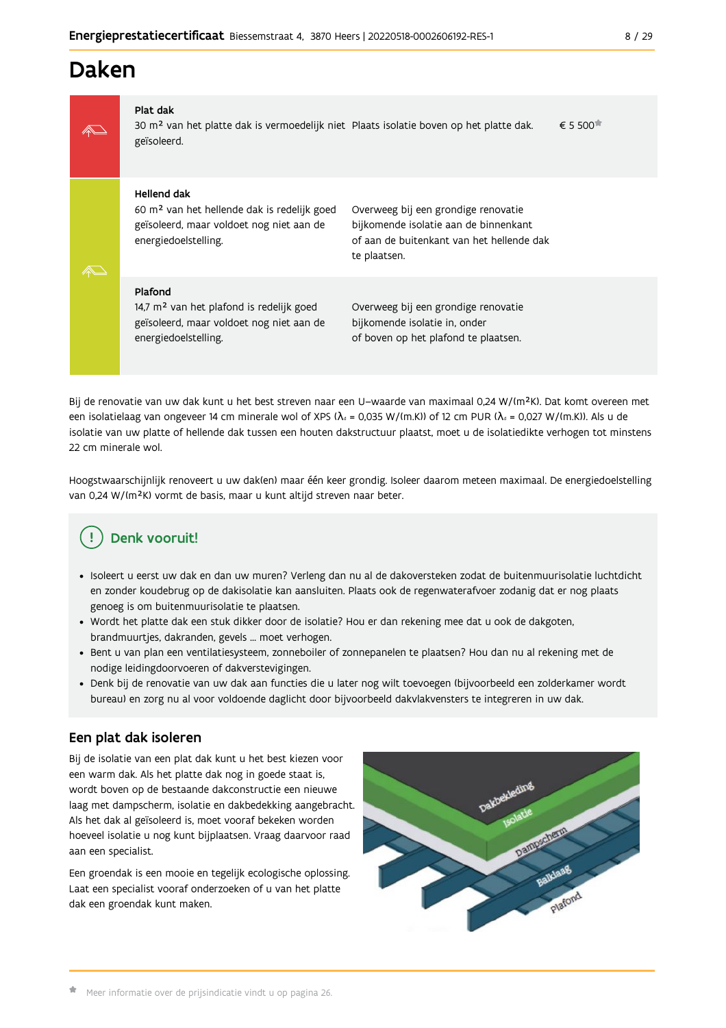# Daken

| | | | |
|---|---|---|---|
| **Plat dak** 30 m² van het platte dak is vermoedelijk niet geïsoleerd. | Plaats isolatie boven op het platte dak. | € 5 500* |
| **Hellend dak** 60 m² van het hellende dak is redelijk goed geïsoleerd, maar voldoet nog niet aan de energiedoelstelling. | Overweeg bij een grondige renovatie bijkomende isolatie aan de binnenkant of aan de buitenkant van het hellende dak te plaatsen. | |
| **Plafond** 14,7 m² van het plafond is redelijk goed geïsoleerd, maar voldoet nog niet aan de energiedoelstelling. | Overweeg bij een grondige renovatie bijkomende isolatie in, onder of boven op het plafond te plaatsen. | |

Bij de renovatie van uw dak kunt u het best streven naar een U–waarde van maximaal 0,24 W/(m²K). Dat komt overeen met een isolatielaag van ongeveer 14 cm minerale wol of XPS ($\lambda_d$ = 0,035 W/(m.K)) of 12 cm PUR ($\lambda_d$ = 0,027 W/(m.K)). Als u de isolatie van uw platte of hellende dak tussen een houten dakstructuur plaatst, moet u de isolatiedikte verhogen tot minstens 22 cm minerale wol.

Hoogstwaarschijnlijk renoveert u uw dak(en) maar één keer grondig. Isoleer daarom meteen maximaal. De energiedoelstelling van 0,24 W/(m²K) vormt de basis, maar u kunt altijd streven naar beter.

## Denk vooruit!

- Isoleert u eerst uw dak en dan uw muren? Verleng dan nu al de dakoversteken zodat de buitenmuurisolatie luchtdicht en zonder koudebrug op de dakisolatie kan aansluiten. Plaats ook de regenwaterafvoer zodanig dat er nog plaats genoeg is om buitenmuurisolatie te plaatsen.
- Wordt het platte dak een stuk dikker door de isolatie? Hou er dan rekening mee dat u ook de dakgoten, brandmuurtjes, dakranden, gevels … moet verhogen.
- Bent u van plan een ventilatiesysteem, zonneboiler of zonnepanelen te plaatsen? Hou dan nu al rekening met de nodige leidingdoorvoeren of dakverstevigingen.
- Denk bij de renovatie van uw dak aan functies die u later nog wilt toevoegen (bijvoorbeeld een zolderkamer wordt bureau) en zorg nu al voor voldoende daglicht door bijvoorbeeld dakvlakvensters te integreren in uw dak.

## Een plat dak isoleren

Bij de isolatie van een plat dak kunt u het best kiezen voor een warm dak. Als het platte dak nog in goede staat is, wordt boven op de bestaande dakconstructie een nieuwe laag met dampscherm, isolatie en dakbedekking aangebracht. Als het dak al geïsoleerd is, moet vooraf bekeken worden hoeveel isolatie u nog kunt bijplaatsen. Vraag daarvoor raad aan een specialist.

Een groendak is een mooie en tegelijk ecologische oplossing. Laat een specialist vooraf onderzoeken of u van het platte dak een groendak kunt maken.

Dakbekleding, Isolatie, Dampscherm, Balklaag, Plafond

\* Meer informatie over de prijsindicatie vindt u op pagina 26.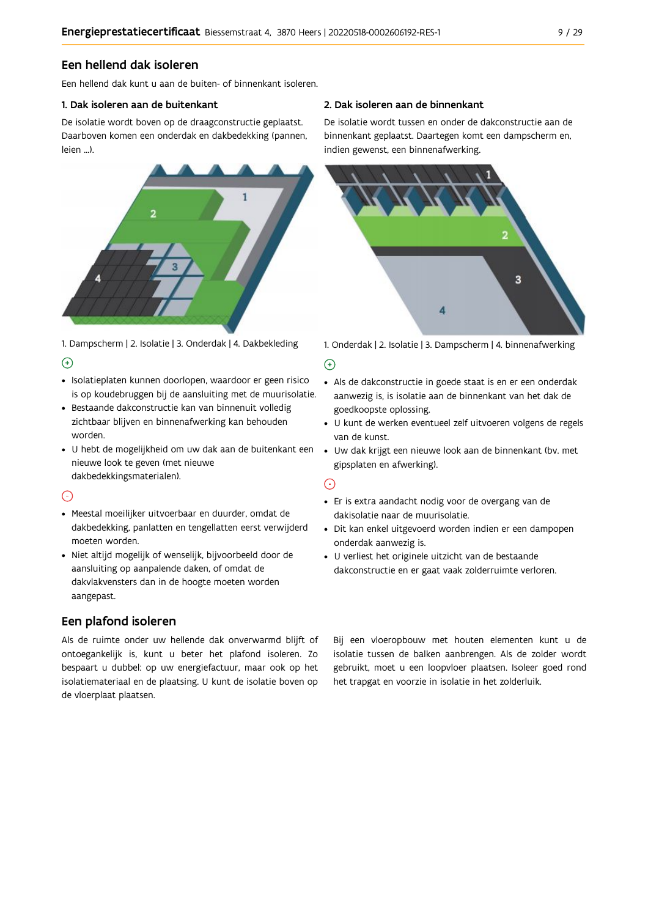## Een hellend dak isoleren

Een hellend dak kunt u aan de buiten- of binnenkant isoleren.

### 1. Dak isoleren aan de buitenkant

De isolatie wordt boven op de draagconstructie geplaatst. Daarboven komen een onderdak en dakbedekking (pannen, leien ...).

1. Dampscherm | 2. Isolatie | 3. Onderdak | 4. Dakbekleding

(+)

- Isolatieplaten kunnen doorlopen, waardoor er geen risico is op koudebruggen bij de aansluiting met de muurisolatie.
- Bestaande dakconstructie kan van binnenuit volledig zichtbaar blijven en binnenafwerking kan behouden worden.
- U hebt de mogelijkheid om uw dak aan de buitenkant een nieuwe look te geven (met nieuwe dakbedekkingsmaterialen).

(-)

- Meestal moeilijker uitvoerbaar en duurder, omdat de dakbedekking, panlatten en tengellatten eerst verwijderd moeten worden.
- Niet altijd mogelijk of wenselijk, bijvoorbeeld door de aansluiting op aanpalende daken, of omdat de dakvlakvensters dan in de hoogte moeten worden aangepast.

### 2. Dak isoleren aan de binnenkant

De isolatie wordt tussen en onder de dakconstructie aan de binnenkant geplaatst. Daartegen komt een dampscherm en, indien gewenst, een binnenafwerking.

1. Onderdak | 2. Isolatie | 3. Dampscherm | 4. binnenafwerking

(+)

- Als de dakconstructie in goede staat is en er een onderdak aanwezig is, is isolatie aan de binnenkant van het dak de goedkoopste oplossing.
- U kunt de werken eventueel zelf uitvoeren volgens de regels van de kunst.
- Uw dak krijgt een nieuwe look aan de binnenkant (bv. met gipsplaten en afwerking).

(-)

- Er is extra aandacht nodig voor de overgang van de dakisolatie naar de muurisolatie.
- Dit kan enkel uitgevoerd worden indien er een dampopen onderdak aanwezig is.
- U verliest het originele uitzicht van de bestaande dakconstructie en er gaat vaak zolderruimte verloren.

## Een plafond isoleren

Als de ruimte onder uw hellende dak onverwarmd blijft of ontoegankelijk is, kunt u beter het plafond isoleren. Zo bespaart u dubbel: op uw energiefactuur, maar ook op het isolatiemateriaal en de plaatsing. U kunt de isolatie boven op de vloerplaat plaatsen.

Bij een vloeropbouw met houten elementen kunt u de isolatie tussen de balken aanbrengen. Als de zolder wordt gebruikt, moet u een loopvloer plaatsen. Isoleer goed rond het trapgat en voorzie in isolatie in het zolderluik.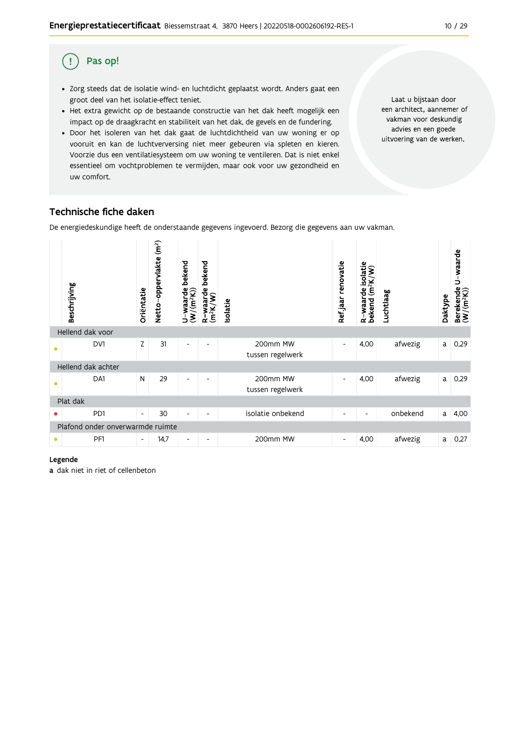## Pas op!

- Zorg steeds dat de isolatie wind- en luchtdicht geplaatst wordt. Anders gaat een groot deel van het isolatie-effect teniet.
- Het extra gewicht op de bestaande constructie van het dak heeft mogelijk een impact op de draagkracht en stabiliteit van het dak, de gevels en de fundering.
- Door het isoleren van het dak gaat de luchtdichtheid van uw woning er op vooruit en kan de luchtverversing niet meer gebeuren via spleten en kieren. Voorzie dus een ventilatiesysteem om uw woning te ventileren. Dat is niet enkel essentieel om vochtproblemen te vermijden, maar ook voor uw gezondheid en uw comfort.

Laat u bijstaan door een architect, aannemer of vakman voor deskundig advies en een goede uitvoering van de werken.

## Technische fiche daken

De energiedeskundige heeft de onderstaande gegevens ingevoerd. Bezorg die gegevens aan uw vakman.

| | Beschrijving | Oriëntatie | Netto-oppervlakte ($m^2$) | U-waarde bekend ($W/(m^2K)$) | R-waarde bekend ($m^2K/W$) | Isolatie | Ref.jaar renovatie | R-waarde isolatie bekend ($m^2K/W$) | Luchtlaag | Daktype | Berekende U-waarde ($W/(m^2K)$) |
|---|---|---|---|---|---|---|---|---|---|---|---|
| **Hellend dak voor** | | | | | | | | | | | |
| ● | DV1 | Z | 31 | - | - | 200mm MW tussen regelwerk | - | 4,00 | afwezig | a | 0,29 |
| **Hellend dak achter** | | | | | | | | | | | |
| ● | DA1 | N | 29 | - | - | 200mm MW tussen regelwerk | - | 4,00 | afwezig | a | 0,29 |
| **Plat dak** | | | | | | | | | | | |
| ● | PD1 | - | 30 | - | - | isolatie onbekend | - | - | onbekend | a | 4,00 |
| **Plafond onder onverwarmde ruimte** | | | | | | | | | | | |
| ● | PF1 | - | 14,7 | - | - | 200mm MW | - | 4,00 | afwezig | a | 0,27 |

**Legende**

**a** dak niet in riet of cellenbeton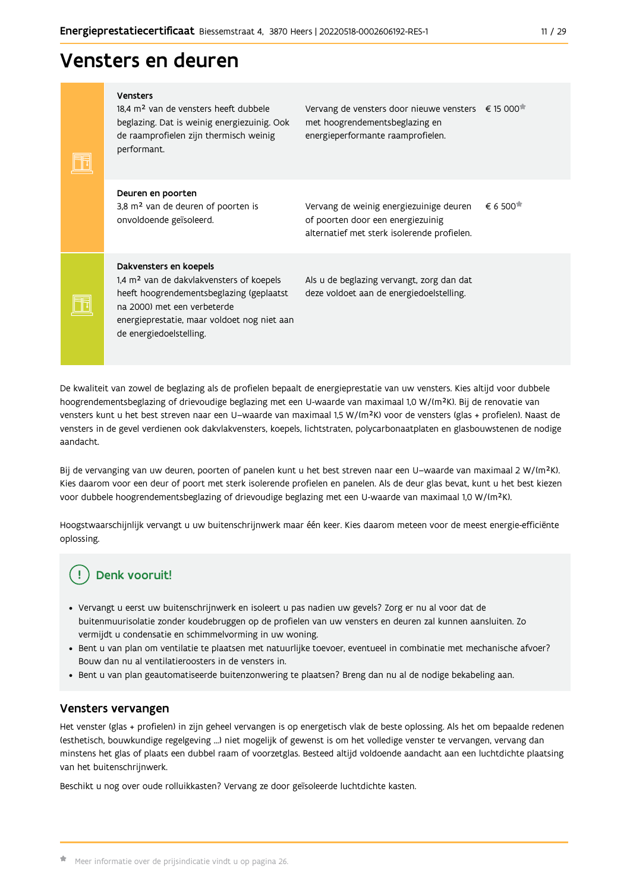# Vensters en deuren

| | | | |
|---|---|---|---|
| | **Vensters**<br>18,4 m² van de vensters heeft dubbele beglazing. Dat is weinig energiezuinig. Ook de raamprofielen zijn thermisch weinig performant. | Vervang de vensters door nieuwe vensters met hoogrendementsbeglazing en energieperformante raamprofielen. | € 15 000* |
| | **Deuren en poorten**<br>3,8 m² van de deuren of poorten is onvoldoende geïsoleerd. | Vervang de weinig energiezuinige deuren of poorten door een energiezuinig alternatief met sterk isolerende profielen. | € 6 500* |
| | **Dakvensters en koepels**<br>1,4 m² van de dakvlakvensters of koepels heeft hoogrendementsbeglazing (geplaatst na 2000) met een verbeterde energieprestatie, maar voldoet nog niet aan de energiedoelstelling. | Als u de beglazing vervangt, zorg dan dat deze voldoet aan de energiedoelstelling. | |

De kwaliteit van zowel de beglazing als de profielen bepaalt de energieprestatie van uw vensters. Kies altijd voor dubbele hoogrendementsbeglazing of drievoudige beglazing met een U-waarde van maximaal 1,0 W/(m²K). Bij de renovatie van vensters kunt u het best streven naar een U–waarde van maximaal 1,5 W/(m²K) voor de vensters (glas + profielen). Naast de vensters in de gevel verdienen ook dakvlakvensters, koepels, lichtstraten, polycarbonaatplaten en glasbouwstenen de nodige aandacht.

Bij de vervanging van uw deuren, poorten of panelen kunt u het best streven naar een U–waarde van maximaal 2 W/(m²K). Kies daarom voor een deur of poort met sterk isolerende profielen en panelen. Als de deur glas bevat, kunt u het best kiezen voor dubbele hoogrendementsbeglazing of drievoudige beglazing met een U-waarde van maximaal 1,0 W/(m²K).

Hoogstwaarschijnlijk vervangt u uw buitenschrijnwerk maar één keer. Kies daarom meteen voor de meest energie-efficiënte oplossing.

## Denk vooruit!

- Vervangt u eerst uw buitenschrijnwerk en isoleert u pas nadien uw gevels? Zorg er nu al voor dat de buitenmuurisolatie zonder koudebruggen op de profielen van uw vensters en deuren zal kunnen aansluiten. Zo vermijdt u condensatie en schimmelvorming in uw woning.
- Bent u van plan om ventilatie te plaatsen met natuurlijke toevoer, eventueel in combinatie met mechanische afvoer? Bouw dan nu al ventilatieroosters in de vensters in.
- Bent u van plan geautomatiseerde buitenzonwering te plaatsen? Breng dan nu al de nodige bekabeling aan.

## Vensters vervangen

Het venster (glas + profielen) in zijn geheel vervangen is op energetisch vlak de beste oplossing. Als het om bepaalde redenen (esthetisch, bouwkundige regelgeving ...) niet mogelijk of gewenst is om het volledige venster te vervangen, vervang dan minstens het glas of plaats een dubbel raam of voorzetglas. Besteed altijd voldoende aandacht aan een luchtdichte plaatsing van het buitenschrijnwerk.

Beschikt u nog over oude rolluikkasten? Vervang ze door geïsoleerde luchtdichte kasten.

* Meer informatie over de prijsindicatie vindt u op pagina 26.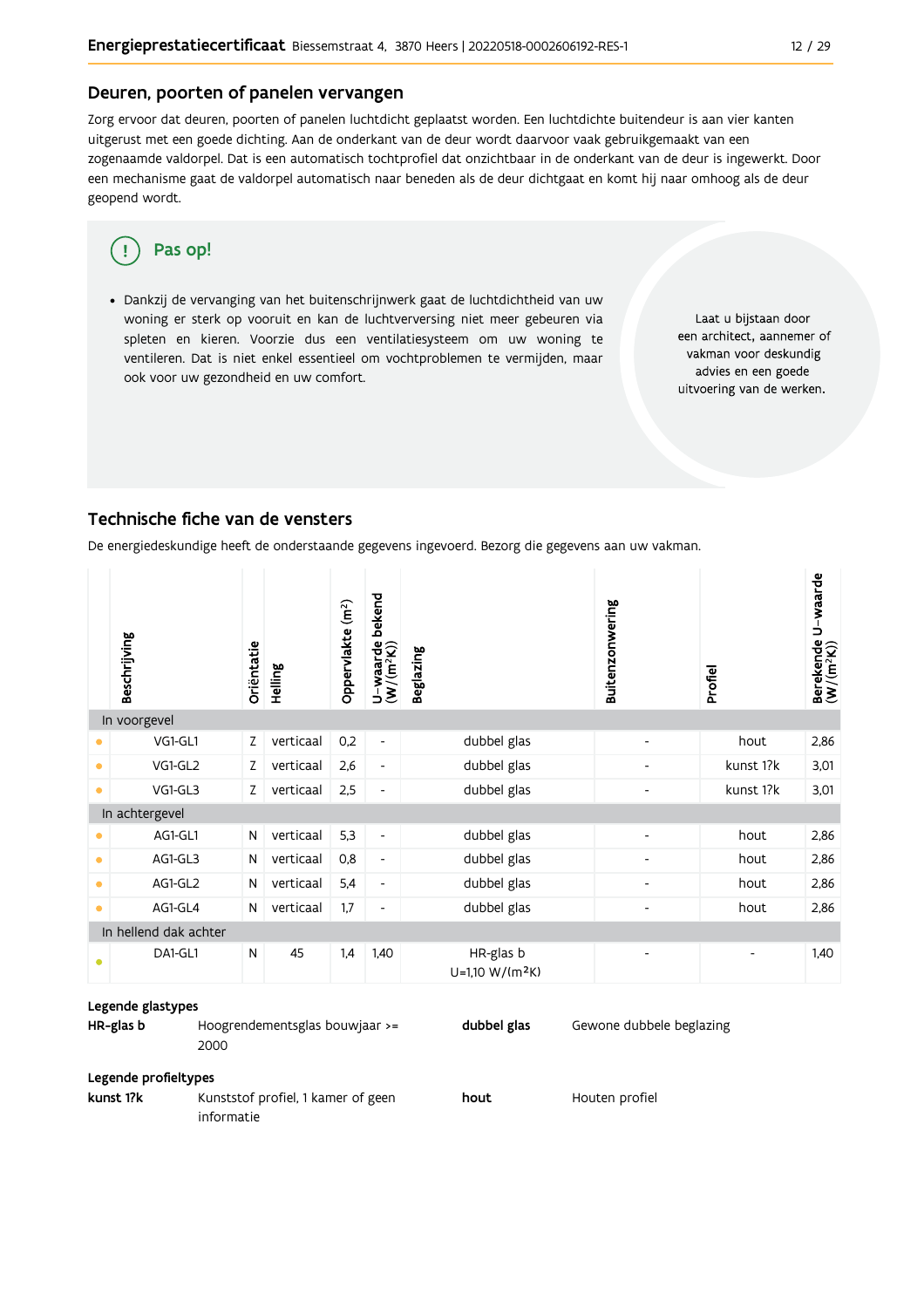## Deuren, poorten of panelen vervangen

Zorg ervoor dat deuren, poorten of panelen luchtdicht geplaatst worden. Een luchtdichte buitendeur is aan vier kanten uitgerust met een goede dichting. Aan de onderkant van de deur wordt daarvoor vaak gebruikgemaakt van een zogenaamde valdorpel. Dat is een automatisch tochtprofiel dat onzichtbaar in de onderkant van de deur is ingewerkt. Door een mechanisme gaat de valdorpel automatisch naar beneden als de deur dichtgaat en komt hij naar omhoog als de deur geopend wordt.

**Pas op!**

- Dankzij de vervanging van het buitenschrijnwerk gaat de luchtdichtheid van uw woning er sterk op vooruit en kan de luchtverversing niet meer gebeuren via spleten en kieren. Voorzie dus een ventilatiesysteem om uw woning te ventileren. Dat is niet enkel essentieel om vochtproblemen te vermijden, maar ook voor uw gezondheid en uw comfort.

Laat u bijstaan door een architect, aannemer of vakman voor deskundig advies en een goede uitvoering van de werken.

## Technische fiche van de vensters

De energiedeskundige heeft de onderstaande gegevens ingevoerd. Bezorg die gegevens aan uw vakman.

| Beschrijving | Oriëntatie | Helling | Oppervlakte (m²) | U-waarde bekend (W/(m²K)) | Beglazing | Buitenzonwering | Profiel | Berekende U-waarde (W/(m²K)) |
|---|---|---|---|---|---|---|---|---|
| **In voorgevel** | | | | | | | | |
| VG1-GL1 | Z | verticaal | 0,2 | - | dubbel glas | - | hout | 2,86 |
| VG1-GL2 | Z | verticaal | 2,6 | - | dubbel glas | - | kunst 1?k | 3,01 |
| VG1-GL3 | Z | verticaal | 2,5 | - | dubbel glas | - | kunst 1?k | 3,01 |
| **In achtergevel** | | | | | | | | |
| AG1-GL1 | N | verticaal | 5,3 | - | dubbel glas | - | hout | 2,86 |
| AG1-GL3 | N | verticaal | 0,8 | - | dubbel glas | - | hout | 2,86 |
| AG1-GL2 | N | verticaal | 5,4 | - | dubbel glas | - | hout | 2,86 |
| AG1-GL4 | N | verticaal | 1,7 | - | dubbel glas | - | hout | 2,86 |
| **In hellend dak achter** | | | | | | | | |
| DA1-GL1 | N | 45 | 1,4 | 1,40 | HR-glas b U=1,10 W/(m²K) | - | - | 1,40 |

**Legende glastypes**

| | | | |
|---|---|---|---|
| **HR-glas b** | Hoogrendementsglas bouwjaar >= 2000 | **dubbel glas** | Gewone dubbele beglazing |

**Legende profieltypes**

| | | | |
|---|---|---|---|
| **kunst 1?k** | Kunststof profiel, 1 kamer of geen informatie | **hout** | Houten profiel |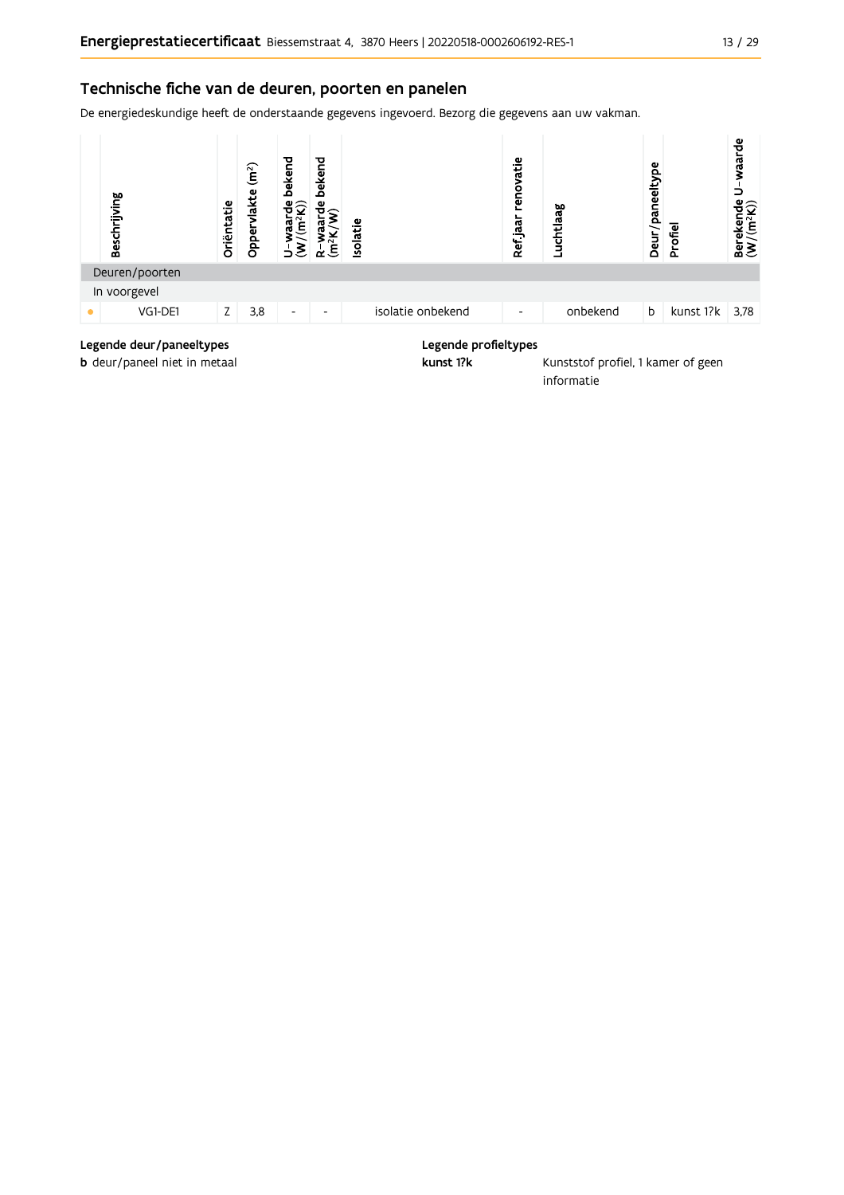## Technische fiche van de deuren, poorten en panelen

De energiedeskundige heeft de onderstaande gegevens ingevoerd. Bezorg die gegevens aan uw vakman.

| | Beschrijving | Oriëntatie | Oppervlakte (m²) | U-waarde bekend (W/(m²K)) | R-waarde bekend (m²K/W) | Isolatie | Ref.jaar renovatie | Luchtlaag | Deur/paneeltype | Profiel | Berekende U-waarde (W/(m²K)) |
|---|---|---|---|---|---|---|---|---|---|---|---|
| Deuren/poorten | | | | | | | | | | | |
| In voorgevel | | | | | | | | | | | |
| • | VG1-DE1 | Z | 3,8 | - | - | isolatie onbekend | - | onbekend | b | kunst 1?k | 3,78 |

**Legende deur/paneeltypes**

**b** deur/paneel niet in metaal

**Legende profieltypes**

**kunst 1?k** Kunststof profiel, 1 kamer of geen informatie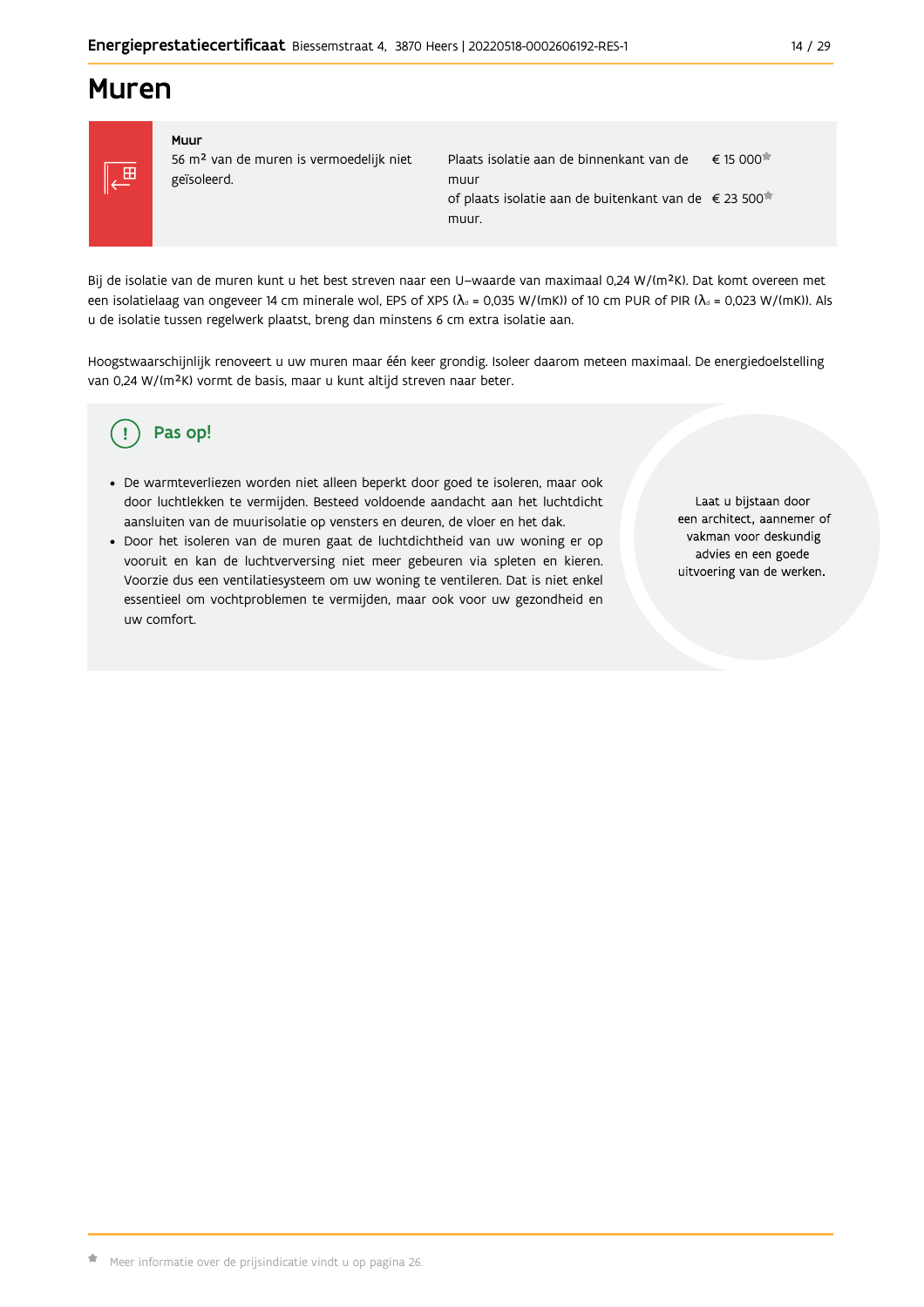# Muren

| Muur | | |
|---|---|---|
| 56 m² van de muren is vermoedelijk niet geïsoleerd. | Plaats isolatie aan de binnenkant van de muur | € 15 000* |
| | of plaats isolatie aan de buitenkant van de muur. | € 23 500* |

Bij de isolatie van de muren kunt u het best streven naar een U–waarde van maximaal 0,24 W/(m²K). Dat komt overeen met een isolatielaag van ongeveer 14 cm minerale wol, EPS of XPS ($\lambda_d$ = 0,035 W/(mK)) of 10 cm PUR of PIR ($\lambda_d$ = 0,023 W/(mK)). Als u de isolatie tussen regelwerk plaatst, breng dan minstens 6 cm extra isolatie aan.

Hoogstwaarschijnlijk renoveert u uw muren maar één keer grondig. Isoleer daarom meteen maximaal. De energiedoelstelling van 0,24 W/(m²K) vormt de basis, maar u kunt altijd streven naar beter.

## Pas op!

- De warmteverliezen worden niet alleen beperkt door goed te isoleren, maar ook door luchtlekken te vermijden. Besteed voldoende aandacht aan het luchtdicht aansluiten van de muurisolatie op vensters en deuren, de vloer en het dak.
- Door het isoleren van de muren gaat de luchtdichtheid van uw woning er op vooruit en kan de luchtverversing niet meer gebeuren via spleten en kieren. Voorzie dus een ventilatiesysteem om uw woning te ventileren. Dat is niet enkel essentieel om vochtproblemen te vermijden, maar ook voor uw gezondheid en uw comfort.

Laat u bijstaan door een architect, aannemer of vakman voor deskundig advies en een goede uitvoering van de werken.

* Meer informatie over de prijsindicatie vindt u op pagina 26.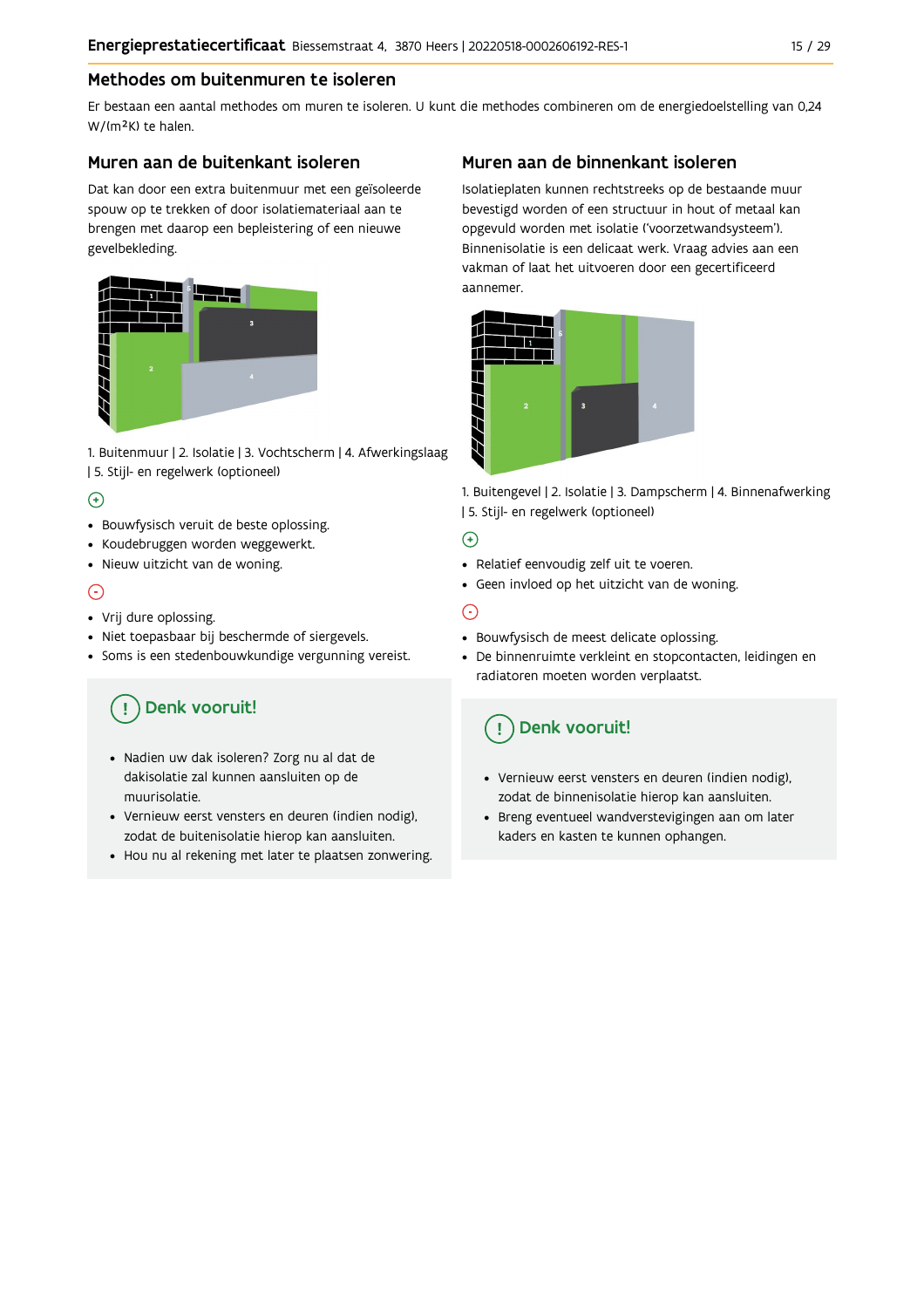## Methodes om buitenmuren te isoleren

Er bestaan een aantal methodes om muren te isoleren. U kunt die methodes combineren om de energiedoelstelling van 0,24 W/(m²K) te halen.

### Muren aan de buitenkant isoleren

Dat kan door een extra buitenmuur met een geïsoleerde spouw op te trekken of door isolatiemateriaal aan te brengen met daarop een bepleistering of een nieuwe gevelbekleding.

1. Buitenmuur | 2. Isolatie | 3. Vochtscherm | 4. Afwerkingslaag | 5. Stijl- en regelwerk (optioneel)

⊕

- Bouwfysisch veruit de beste oplossing.
- Koudebruggen worden weggewerkt.
- Nieuw uitzicht van de woning.

⊖

- Vrij dure oplossing.
- Niet toepasbaar bij beschermde of siergevels.
- Soms is een stedenbouwkundige vergunning vereist.

**Denk vooruit!**

- Nadien uw dak isoleren? Zorg nu al dat de dakisolatie zal kunnen aansluiten op de muurisolatie.
- Vernieuw eerst vensters en deuren (indien nodig), zodat de buitenisolatie hierop kan aansluiten.
- Hou nu al rekening met later te plaatsen zonwering.

### Muren aan de binnenkant isoleren

Isolatieplaten kunnen rechtstreeks op de bestaande muur bevestigd worden of een structuur in hout of metaal kan opgevuld worden met isolatie ('voorzetwandsysteem'). Binnenisolatie is een delicaat werk. Vraag advies aan een vakman of laat het uitvoeren door een gecertificeerd aannemer.

1. Buitengevel | 2. Isolatie | 3. Dampscherm | 4. Binnenafwerking | 5. Stijl- en regelwerk (optioneel)

⊕

- Relatief eenvoudig zelf uit te voeren.
- Geen invloed op het uitzicht van de woning.

⊖

- Bouwfysisch de meest delicate oplossing.
- De binnenruimte verkleint en stopcontacten, leidingen en radiatoren moeten worden verplaatst.

**Denk vooruit!**

- Vernieuw eerst vensters en deuren (indien nodig), zodat de binnenisolatie hierop kan aansluiten.
- Breng eventueel wandverstevigingen aan om later kaders en kasten te kunnen ophangen.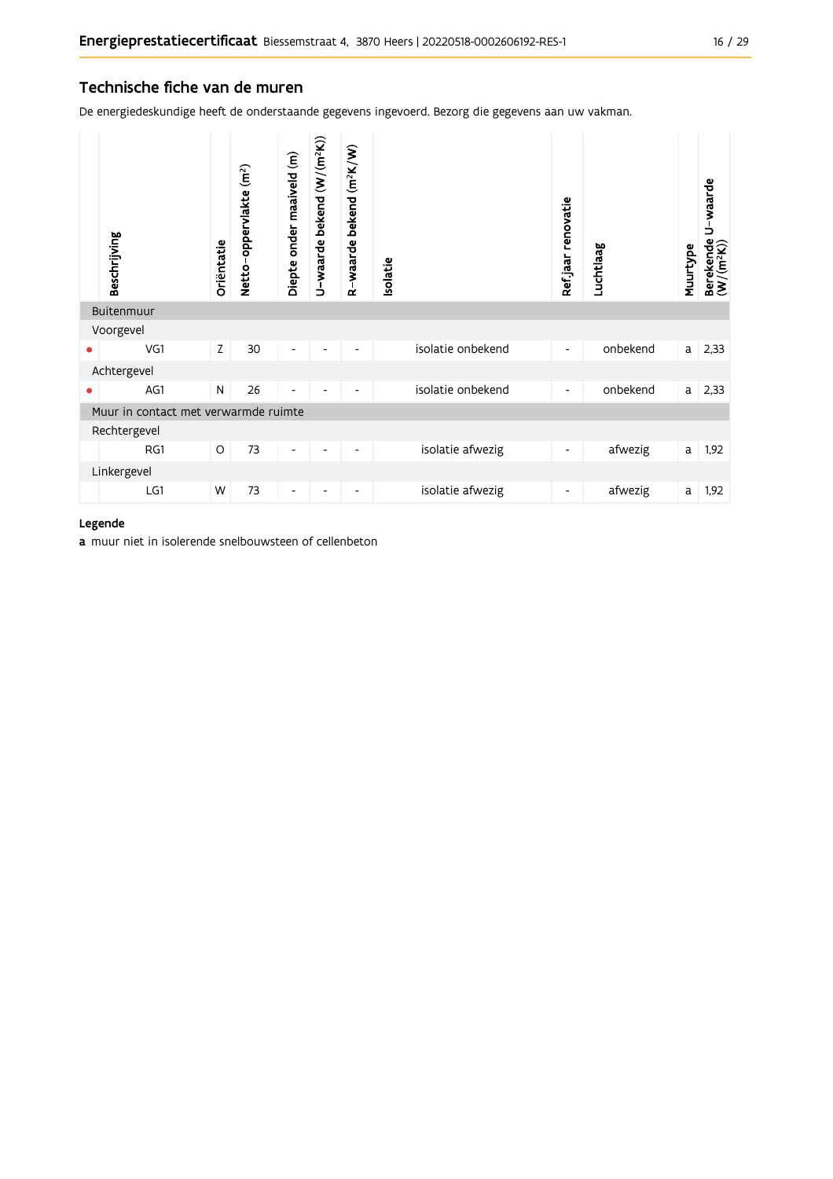## Technische fiche van de muren

De energiedeskundige heeft de onderstaande gegevens ingevoerd. Bezorg die gegevens aan uw vakman.

| | Beschrijving | Oriëntatie | Netto-oppervlakte (m²) | Diepte onder maaiveld (m) | U-waarde bekend (W/(m²K)) | R-waarde bekend (m²K/W) | Isolatie | Ref.jaar renovatie | Luchtlaag | Muurtype | Berekende U-waarde (W/(m²K)) |
|---|---|---|---|---|---|---|---|---|---|---|---|
| | **Buitenmuur** | | | | | | | | | | |
| | Voorgevel | | | | | | | | | | |
| • | VG1 | Z | 30 | - | - | - | isolatie onbekend | - | onbekend | a | 2,33 |
| | Achtergevel | | | | | | | | | | |
| • | AG1 | N | 26 | - | - | - | isolatie onbekend | - | onbekend | a | 2,33 |
| | **Muur in contact met verwarmde ruimte** | | | | | | | | | | |
| | Rechtergevel | | | | | | | | | | |
| | RG1 | O | 73 | - | - | - | isolatie afwezig | - | afwezig | a | 1,92 |
| | Linkergevel | | | | | | | | | | |
| | LG1 | W | 73 | - | - | - | isolatie afwezig | - | afwezig | a | 1,92 |

**Legende**

**a** muur niet in isolerende snelbouwsteen of cellenbeton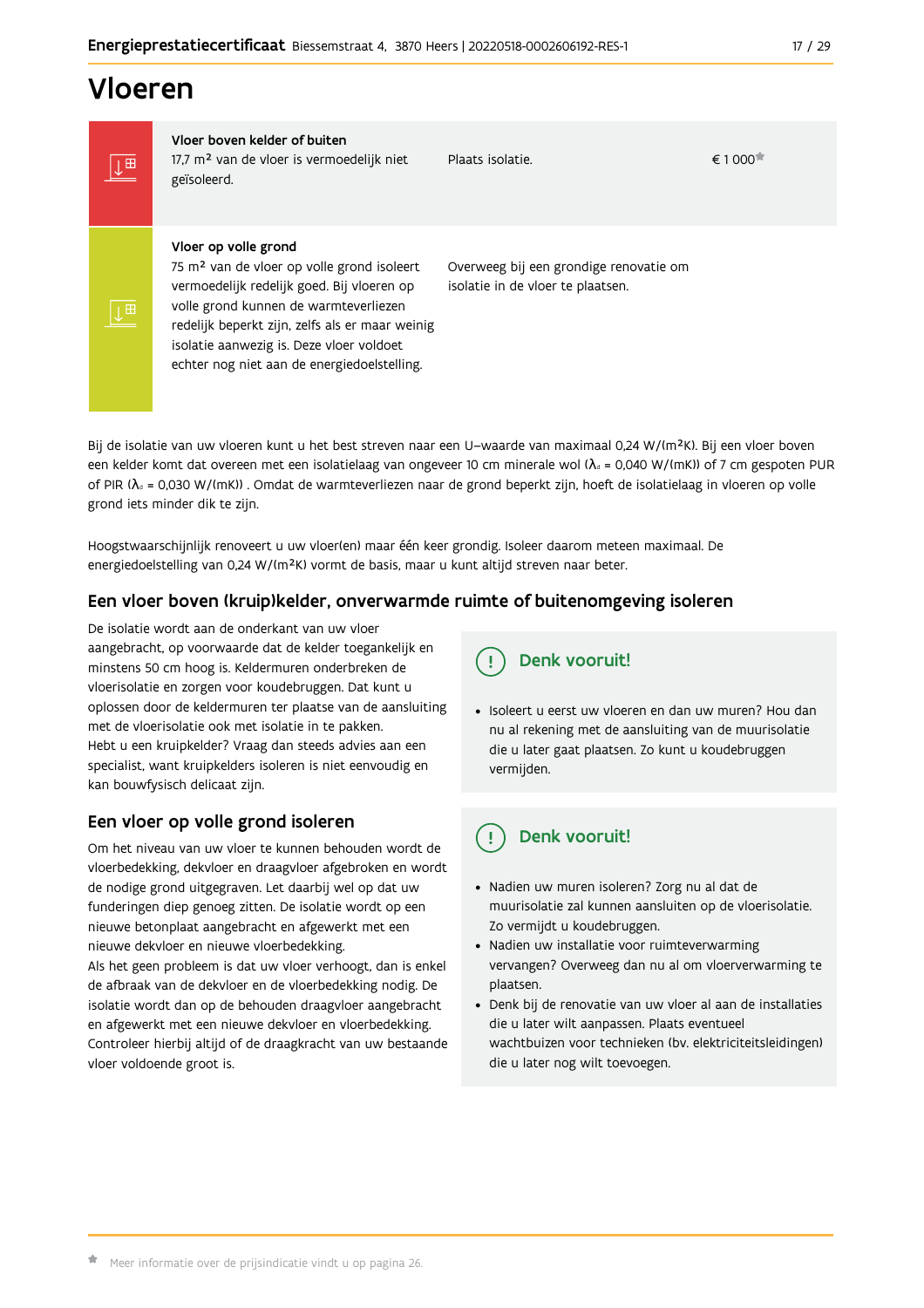# Vloeren

| | | | |
|---|---|---|---|
| **Vloer boven kelder of buiten**<br>17,7 m² van de vloer is vermoedelijk niet geïsoleerd. | Plaats isolatie. | € 1 000* |
| **Vloer op volle grond**<br>75 m² van de vloer op volle grond isoleert vermoedelijk redelijk goed. Bij vloeren op volle grond kunnen de warmteverliezen redelijk beperkt zijn, zelfs als er maar weinig isolatie aanwezig is. Deze vloer voldoet echter nog niet aan de energiedoelstelling. | Overweeg bij een grondige renovatie om isolatie in de vloer te plaatsen. | |

Bij de isolatie van uw vloeren kunt u het best streven naar een U-waarde van maximaal 0,24 W/(m²K). Bij een vloer boven een kelder komt dat overeen met een isolatielaag van ongeveer 10 cm minerale wol ($\lambda_d$ = 0,040 W/(mK)) of 7 cm gespoten PUR of PIR ($\lambda_d$ = 0,030 W/(mK)) . Omdat de warmteverliezen naar de grond beperkt zijn, hoeft de isolatielaag in vloeren op volle grond iets minder dik te zijn.

Hoogstwaarschijnlijk renoveert u uw vloer(en) maar één keer grondig. Isoleer daarom meteen maximaal. De energiedoelstelling van 0,24 W/(m²K) vormt de basis, maar u kunt altijd streven naar beter.

## Een vloer boven (kruip)kelder, onverwarmde ruimte of buitenomgeving isoleren

De isolatie wordt aan de onderkant van uw vloer aangebracht, op voorwaarde dat de kelder toegankelijk en minstens 50 cm hoog is. Keldermuren onderbreken de vloerisolatie en zorgen voor koudebruggen. Dat kunt u oplossen door de keldermuren ter plaatse van de aansluiting met de vloerisolatie ook met isolatie in te pakken.
Hebt u een kruipkelder? Vraag dan steeds advies aan een specialist, want kruipkelders isoleren is niet eenvoudig en kan bouwfysisch delicaat zijn.

### Denk vooruit!

- Isoleert u eerst uw vloeren en dan uw muren? Hou dan nu al rekening met de aansluiting van de muurisolatie die u later gaat plaatsen. Zo kunt u koudebruggen vermijden.

## Een vloer op volle grond isoleren

Om het niveau van uw vloer te kunnen behouden wordt de vloerbedekking, dekvloer en draagvloer afgebroken en wordt de nodige grond uitgegraven. Let daarbij wel op dat uw funderingen diep genoeg zitten. De isolatie wordt op een nieuwe betonplaat aangebracht en afgewerkt met een nieuwe dekvloer en nieuwe vloerbedekking.
Als het geen probleem is dat uw vloer verhoogt, dan is enkel de afbraak van de dekvloer en de vloerbedekking nodig. De isolatie wordt dan op de behouden draagvloer aangebracht en afgewerkt met een nieuwe dekvloer en vloerbedekking. Controleer hierbij altijd of de draagkracht van uw bestaande vloer voldoende groot is.

### Denk vooruit!

- Nadien uw muren isoleren? Zorg nu al dat de muurisolatie zal kunnen aansluiten op de vloerisolatie. Zo vermijdt u koudebruggen.
- Nadien uw installatie voor ruimteverwarming vervangen? Overweeg dan nu al om vloerverwarming te plaatsen.
- Denk bij de renovatie van uw vloer al aan de installaties die u later wilt aanpassen. Plaats eventueel wachtbuizen voor technieken (bv. elektriciteitsleidingen) die u later nog wilt toevoegen.

* Meer informatie over de prijsindicatie vindt u op pagina 26.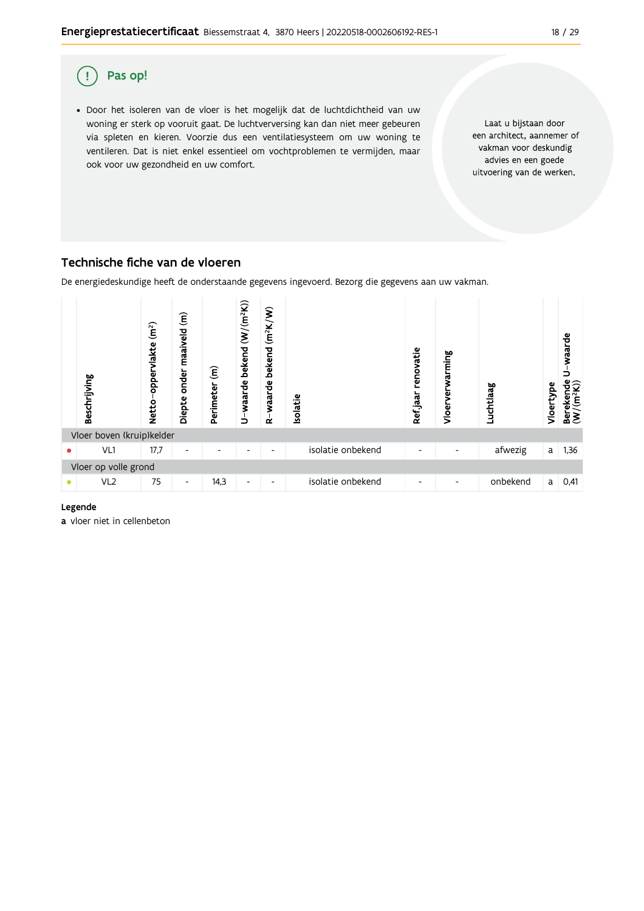## Pas op!

- Door het isoleren van de vloer is het mogelijk dat de luchtdichtheid van uw woning er sterk op vooruit gaat. De luchtverversing kan dan niet meer gebeuren via spleten en kieren. Voorzie dus een ventilatiesysteem om uw woning te ventileren. Dat is niet enkel essentieel om vochtproblemen te vermijden, maar ook voor uw gezondheid en uw comfort.

Laat u bijstaan door een architect, aannemer of vakman voor deskundig advies en een goede uitvoering van de werken.

## Technische fiche van de vloeren

De energiedeskundige heeft de onderstaande gegevens ingevoerd. Bezorg die gegevens aan uw vakman.

| | Beschrijving | Netto-oppervlakte (m²) | Diepte onder maaiveld (m) | Perimeter (m) | U-waarde bekend (W/(m²K)) | R-waarde bekend (m²K/W) | Isolatie | Ref jaar renovatie | Vloerverwarming | Luchtlaag | Vloertype | Berekende U-waarde (W/(m²K)) |
|---|---|---|---|---|---|---|---|---|---|---|---|---|
| **Vloer boven (kruip)kelder** | | | | | | | | | | | | |
| ● | VL1 | 17,7 | - | - | - | - | isolatie onbekend | - | - | afwezig | a | 1,36 |
| **Vloer op volle grond** | | | | | | | | | | | | |
| ● | VL2 | 75 | - | 14,3 | - | - | isolatie onbekend | - | - | onbekend | a | 0,41 |

**Legende**

**a** vloer niet in cellenbeton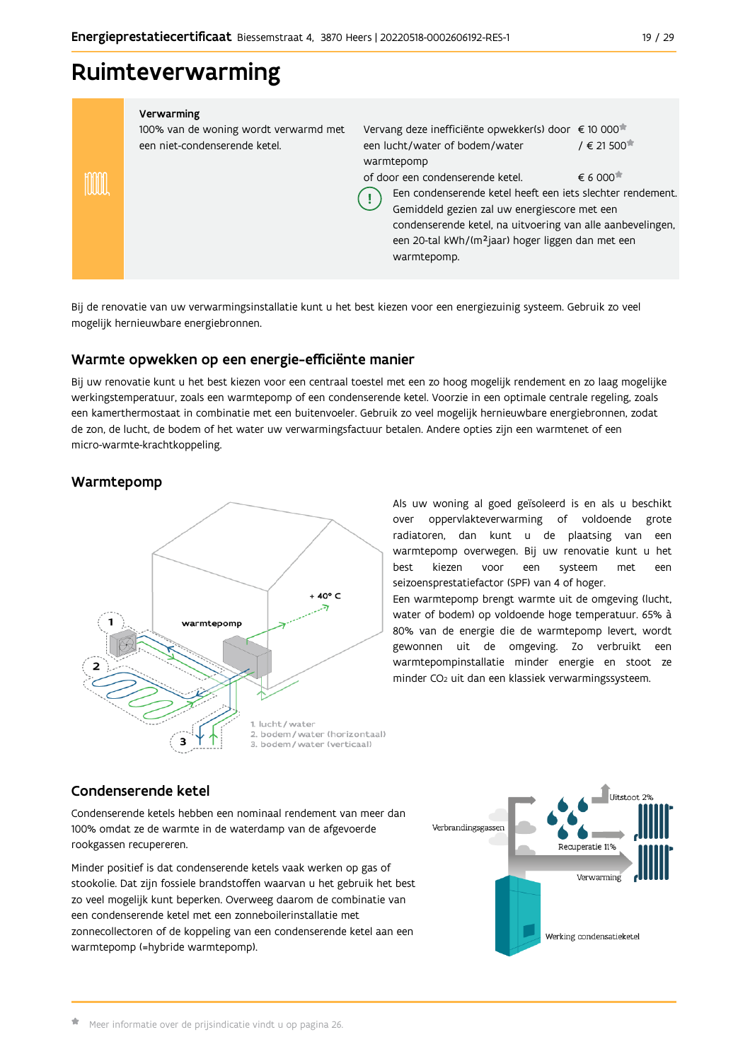# Ruimteverwarming

| Verwarming | | |
|---|---|---|
| 100% van de woning wordt verwarmd met een niet-condenserende ketel. | Vervang deze inefficiënte opwekker(s) door een lucht/water of bodem/water warmtepomp | € 10 000* / € 21 500* |
| | of door een condenserende ketel. | € 6 000* |
| | Een condenserende ketel heeft een iets slechter rendement. Gemiddeld gezien zal uw energiescore met een condenserende ketel, na uitvoering van alle aanbevelingen, een 20-tal kWh/(m²jaar) hoger liggen dan met een warmtepomp. | |

Bij de renovatie van uw verwarmingsinstallatie kunt u het best kiezen voor een energiezuinig systeem. Gebruik zo veel mogelijk hernieuwbare energiebronnen.

## Warmte opwekken op een energie-efficiënte manier

Bij uw renovatie kunt u het best kiezen voor een centraal toestel met een zo hoog mogelijk rendement en zo laag mogelijke werkingstemperatuur, zoals een warmtepomp of een condenserende ketel. Voorzie in een optimale centrale regeling, zoals een kamerthermostaat in combinatie met een buitenvoeler. Gebruik zo veel mogelijk hernieuwbare energiebronnen, zodat de zon, de lucht, de bodem of het water uw verwarmingsfactuur betalen. Andere opties zijn een warmtenet of een micro-warmte-krachtkoppeling.

## Warmtepomp

1. lucht/water
2. bodem/water (horizontaal)
3. bodem/water (verticaal)

Als uw woning al goed geïsoleerd is en als u beschikt over oppervlakteverwarming of voldoende grote radiatoren, dan kunt u de plaatsing van een warmtepomp overwegen. Bij uw renovatie kunt u het best kiezen voor een systeem met een seizoensprestatiefactor (SPF) van 4 of hoger.

Een warmtepomp brengt warmte uit de omgeving (lucht, water of bodem) op voldoende hoge temperatuur. 65% à 80% van de energie die de warmtepomp levert, wordt gewonnen uit de omgeving. Zo verbruikt een warmtepompinstallatie minder energie en stoot ze minder $CO_2$ uit dan een klassiek verwarmingssysteem.

## Condenserende ketel

Condenserende ketels hebben een nominaal rendement van meer dan 100% omdat ze de warmte in de waterdamp van de afgevoerde rookgassen recupereren.

Minder positief is dat condenserende ketels vaak werken op gas of stookolie. Dat zijn fossiele brandstoffen waarvan u het gebruik het best zo veel mogelijk kunt beperken. Overweeg daarom de combinatie van een condenserende ketel met een zonneboilerinstallatie met zonnecollectoren of de koppeling van een condenserende ketel aan een warmtepomp (=hybride warmtepomp).

* Meer informatie over de prijsindicatie vindt u op pagina 26.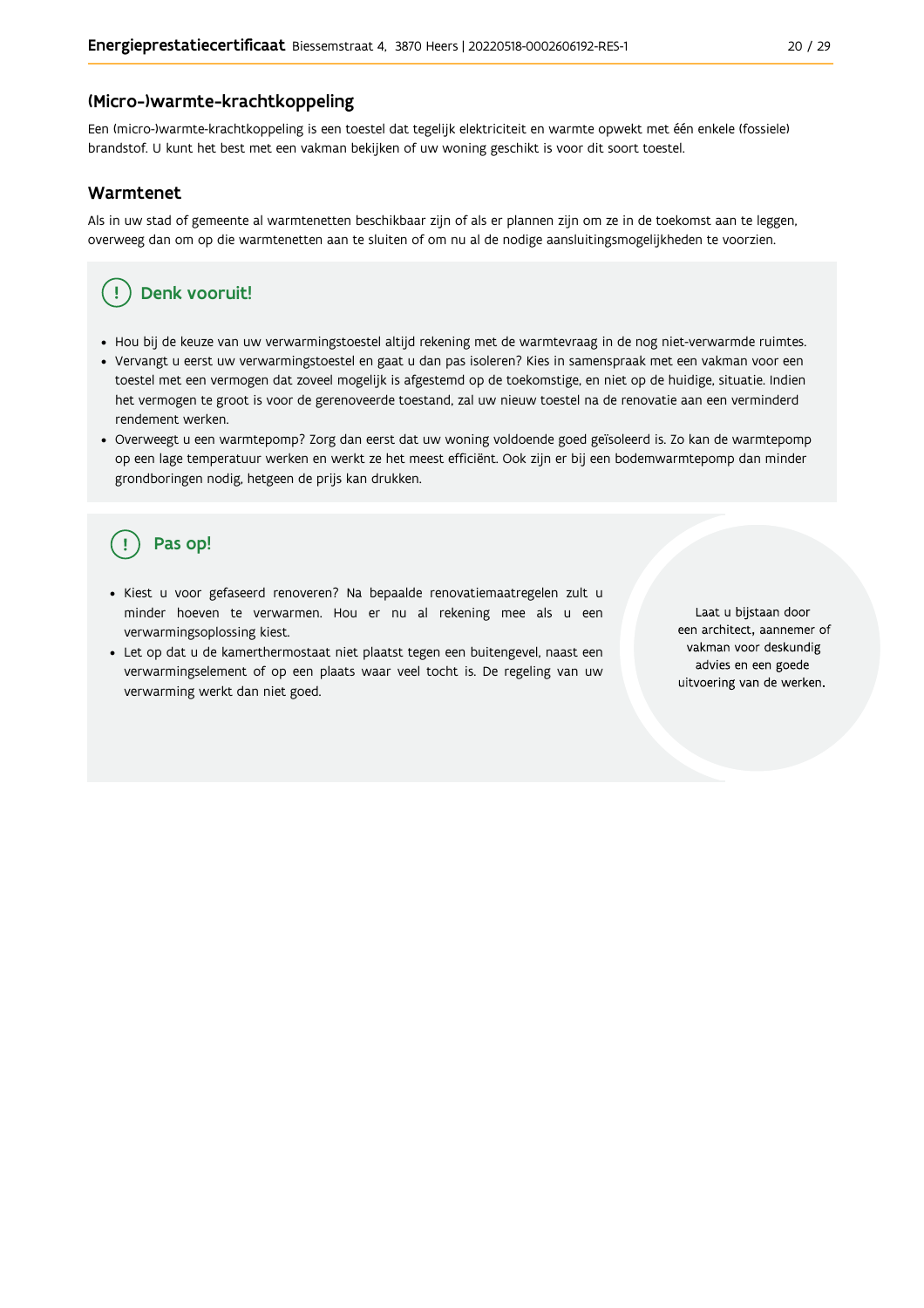## (Micro-)warmte-krachtkoppeling

Een (micro-)warmte-krachtkoppeling is een toestel dat tegelijk elektriciteit en warmte opwekt met één enkele (fossiele) brandstof. U kunt het best met een vakman bekijken of uw woning geschikt is voor dit soort toestel.

## Warmtenet

Als in uw stad of gemeente al warmtenetten beschikbaar zijn of als er plannen zijn om ze in de toekomst aan te leggen, overweeg dan om op die warmtenetten aan te sluiten of om nu al de nodige aansluitingsmogelijkheden te voorzien.

### Denk vooruit!

- Hou bij de keuze van uw verwarmingstoestel altijd rekening met de warmtevraag in de nog niet-verwarmde ruimtes.
- Vervangt u eerst uw verwarmingstoestel en gaat u dan pas isoleren? Kies in samenspraak met een vakman voor een toestel met een vermogen dat zoveel mogelijk is afgestemd op de toekomstige, en niet op de huidige, situatie. Indien het vermogen te groot is voor de gerenoveerde toestand, zal uw nieuw toestel na de renovatie aan een verminderd rendement werken.
- Overweegt u een warmtepomp? Zorg dan eerst dat uw woning voldoende goed geïsoleerd is. Zo kan de warmtepomp op een lage temperatuur werken en werkt ze het meest efficiënt. Ook zijn er bij een bodemwarmtepomp dan minder grondboringen nodig, hetgeen de prijs kan drukken.

### Pas op!

- Kiest u voor gefaseerd renoveren? Na bepaalde renovatiemaatregelen zult u minder hoeven te verwarmen. Hou er nu al rekening mee als u een verwarmingsoplossing kiest.
- Let op dat u de kamerthermostaat niet plaatst tegen een buitengevel, naast een verwarmingselement of op een plaats waar veel tocht is. De regeling van uw verwarming werkt dan niet goed.

Laat u bijstaan door een architect, aannemer of vakman voor deskundig advies en een goede uitvoering van de werken.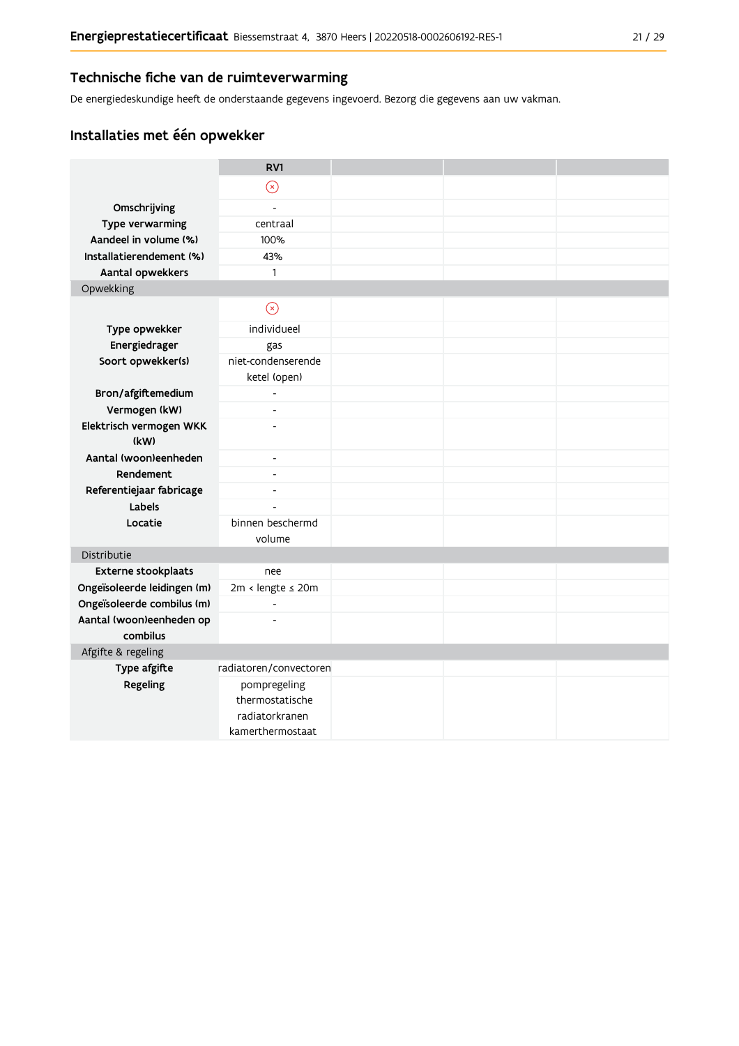## Technische fiche van de ruimteverwarming

De energiedeskundige heeft de onderstaande gegevens ingevoerd. Bezorg die gegevens aan uw vakman.

## Installaties met één opwekker

| | RV1 | | | |
|---|---|---|---|---|
| | ⊗ | | | |
| Omschrijving | - | | | |
| Type verwarming | centraal | | | |
| Aandeel in volume (%) | 100% | | | |
| Installatierendement (%) | 43% | | | |
| Aantal opwekkers | 1 | | | |
| Opwekking | | | | |
| | ⊗ | | | |
| Type opwekker | individueel | | | |
| Energiedrager | gas | | | |
| Soort opwekker(s) | niet-condenserende ketel (open) | | | |
| Bron/afgiftemedium | - | | | |
| Vermogen (kW) | - | | | |
| Elektrisch vermogen WKK (kW) | - | | | |
| Aantal (woon)eenheden | - | | | |
| Rendement | - | | | |
| Referentiejaar fabricage | - | | | |
| Labels | - | | | |
| Locatie | binnen beschermd volume | | | |
| Distributie | | | | |
| Externe stookplaats | nee | | | |
| Ongeïsoleerde leidingen (m) | 2m < lengte ≤ 20m | | | |
| Ongeïsoleerde combilus (m) | - | | | |
| Aantal (woon)eenheden op combilus | - | | | |
| Afgifte & regeling | | | | |
| Type afgifte | radiatoren/convectoren | | | |
| Regeling | pompregeling thermostatische radiatorkranen kamerthermostaat | | | |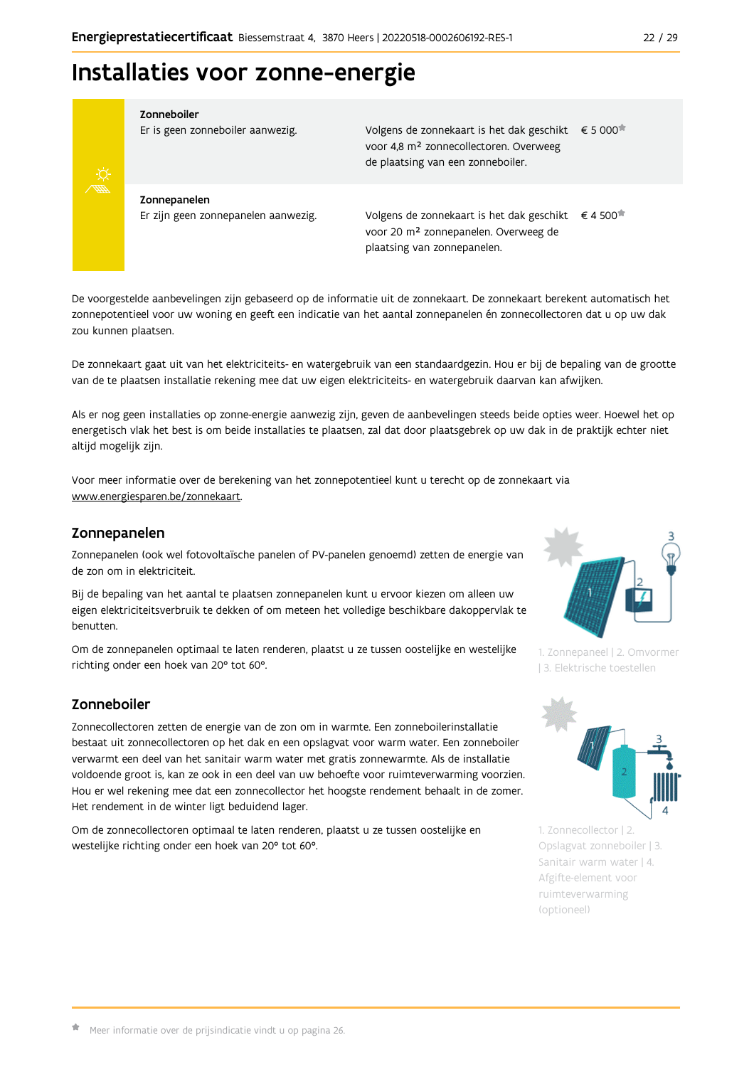# Installaties voor zonne-energie

| | | |
|---|---|---|
| **Zonneboiler**<br>Er is geen zonneboiler aanwezig. | Volgens de zonnekaart is het dak geschikt voor 4,8 m² zonnecollectoren. Overweeg de plaatsing van een zonneboiler. | € 5 000* |
| **Zonnepanelen**<br>Er zijn geen zonnepanelen aanwezig. | Volgens de zonnekaart is het dak geschikt voor 20 m² zonnepanelen. Overweeg de plaatsing van zonnepanelen. | € 4 500* |

De voorgestelde aanbevelingen zijn gebaseerd op de informatie uit de zonnekaart. De zonnekaart berekent automatisch het zonnepotentieel voor uw woning en geeft een indicatie van het aantal zonnepanelen én zonnecollectoren dat u op uw dak zou kunnen plaatsen.

De zonnekaart gaat uit van het elektriciteits- en watergebruik van een standaardgezin. Hou er bij de bepaling van de grootte van de te plaatsen installatie rekening mee dat uw eigen elektriciteits- en watergebruik daarvan kan afwijken.

Als er nog geen installaties op zonne-energie aanwezig zijn, geven de aanbevelingen steeds beide opties weer. Hoewel het op energetisch vlak het best is om beide installaties te plaatsen, zal dat door plaatsgebrek op uw dak in de praktijk echter niet altijd mogelijk zijn.

Voor meer informatie over de berekening van het zonnepotentieel kunt u terecht op de zonnekaart via www.energiesparen.be/zonnekaart.

## Zonnepanelen

Zonnepanelen (ook wel fotovoltaïsche panelen of PV-panelen genoemd) zetten de energie van de zon om in elektriciteit.

Bij de bepaling van het aantal te plaatsen zonnepanelen kunt u ervoor kiezen om alleen uw eigen elektriciteitsverbruik te dekken of om meteen het volledige beschikbare dakoppervlak te benutten.

Om de zonnepanelen optimaal te laten renderen, plaatst u ze tussen oostelijke en westelijke richting onder een hoek van 20° tot 60°.

1. Zonnepaneel | 2. Omvormer | 3. Elektrische toestellen

## Zonneboiler

Zonnecollectoren zetten de energie van de zon om in warmte. Een zonneboilerinstallatie bestaat uit zonnecollectoren op het dak en een opslagvat voor warm water. Een zonneboiler verwarmt een deel van het sanitair warm water met gratis zonnewarmte. Als de installatie voldoende groot is, kan ze ook in een deel van uw behoefte voor ruimteverwarming voorzien. Hou er wel rekening mee dat een zonnecollector het hoogste rendement behaalt in de zomer. Het rendement in de winter ligt beduidend lager.

Om de zonnecollectoren optimaal te laten renderen, plaatst u ze tussen oostelijke en westelijke richting onder een hoek van 20° tot 60°.

1. Zonnecollector | 2. Opslagvat zonneboiler | 3. Sanitair warm water | 4. Afgifte-element voor ruimteverwarming (optioneel)

* Meer informatie over de prijsindicatie vindt u op pagina 26.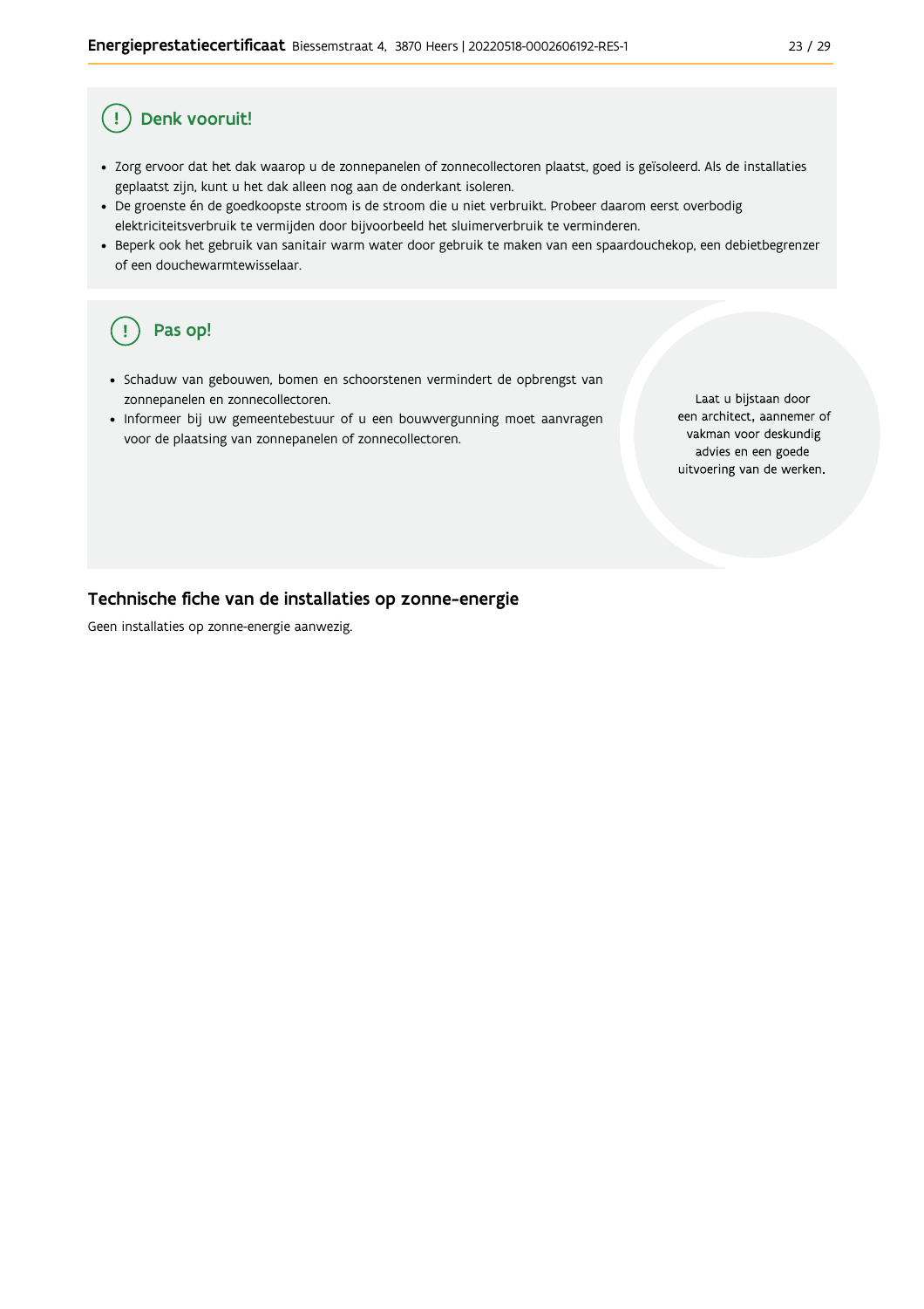## Denk vooruit!

- Zorg ervoor dat het dak waarop u de zonnepanelen of zonnecollectoren plaatst, goed is geïsoleerd. Als de installaties geplaatst zijn, kunt u het dak alleen nog aan de onderkant isoleren.
- De groenste én de goedkoopste stroom is de stroom die u niet verbruikt. Probeer daarom eerst overbodig elektriciteitsverbruik te vermijden door bijvoorbeeld het sluimerverbruik te verminderen.
- Beperk ook het gebruik van sanitair warm water door gebruik te maken van een spaardouchekop, een debietbegrenzer of een douchewarmtewisselaar.

## Pas op!

- Schaduw van gebouwen, bomen en schoorstenen vermindert de opbrengst van zonnepanelen en zonnecollectoren.
- Informeer bij uw gemeentebestuur of u een bouwvergunning moet aanvragen voor de plaatsing van zonnepanelen of zonnecollectoren.

Laat u bijstaan door een architect, aannemer of vakman voor deskundig advies en een goede uitvoering van de werken.

## Technische fiche van de installaties op zonne-energie

Geen installaties op zonne-energie aanwezig.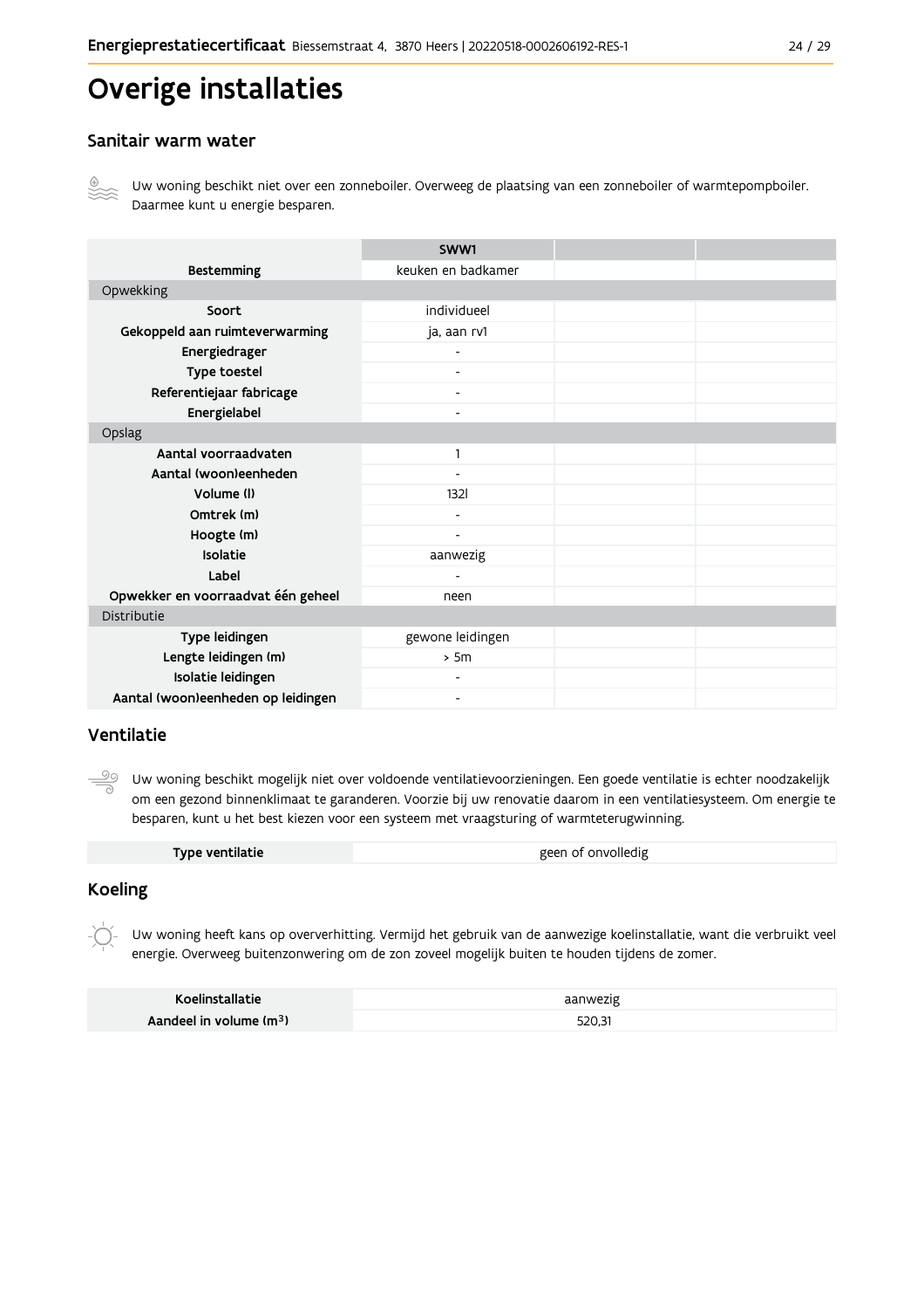# Overige installaties

## Sanitair warm water

Uw woning beschikt niet over een zonneboiler. Overweeg de plaatsing van een zonneboiler of warmtepompboiler. Daarmee kunt u energie besparen.

| | SWW1 | | |
|---|---|---|---|
| **Bestemming** | keuken en badkamer | | |
| Opwekking | | | |
| **Soort** | individueel | | |
| **Gekoppeld aan ruimteverwarming** | ja, aan rv1 | | |
| **Energiedrager** | - | | |
| **Type toestel** | - | | |
| **Referentiejaar fabricage** | - | | |
| **Energielabel** | - | | |
| Opslag | | | |
| **Aantal voorraadvaten** | 1 | | |
| **Aantal (woon)eenheden** | - | | |
| **Volume (l)** | 132l | | |
| **Omtrek (m)** | - | | |
| **Hoogte (m)** | - | | |
| **Isolatie** | aanwezig | | |
| **Label** | - | | |
| **Opwekker en voorraadvat één geheel** | neen | | |
| Distributie | | | |
| **Type leidingen** | gewone leidingen | | |
| **Lengte leidingen (m)** | > 5m | | |
| **Isolatie leidingen** | - | | |
| **Aantal (woon)eenheden op leidingen** | - | | |

## Ventilatie

Uw woning beschikt mogelijk niet over voldoende ventilatievoorzieningen. Een goede ventilatie is echter noodzakelijk om een gezond binnenklimaat te garanderen. Voorzie bij uw renovatie daarom in een ventilatiesysteem. Om energie te besparen, kunt u het best kiezen voor een systeem met vraagsturing of warmteterugwinning.

| | |
|---|---|
| **Type ventilatie** | geen of onvolledig |

## Koeling

Uw woning heeft kans op oververhitting. Vermijd het gebruik van de aanwezige koelinstallatie, want die verbruikt veel energie. Overweeg buitenzonwering om de zon zoveel mogelijk buiten te houden tijdens de zomer.

| | |
|---|---|
| **Koelinstallatie** | aanwezig |
| **Aandeel in volume ($m^3$)** | 520,31 |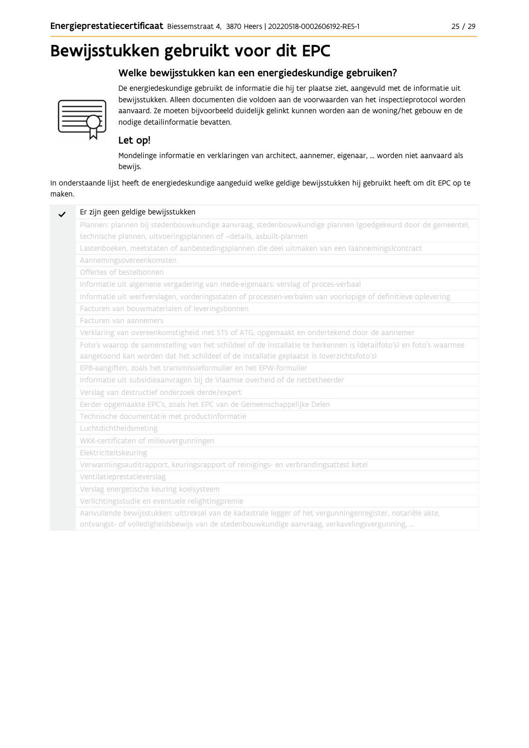# Bewijsstukken gebruikt voor dit EPC

## Welke bewijsstukken kan een energiedeskundige gebruiken?

De energiedeskundige gebruikt de informatie die hij ter plaatse ziet, aangevuld met de informatie uit bewijsstukken. Alleen documenten die voldoen aan de voorwaarden van het inspectieprotocol worden aanvaard. Ze moeten bijvoorbeeld duidelijk gelinkt kunnen worden aan de woning/het gebouw en de nodige detailinformatie bevatten.

### Let op!

Mondelinge informatie en verklaringen van architect, aannemer, eigenaar, ... worden niet aanvaard als bewijs.

In onderstaande lijst heeft de energiedeskundige aangeduid welke geldige bewijsstukken hij gebruikt heeft om dit EPC op te maken.

| | |
|---|---|
| ✓ | Er zijn geen geldige bewijsstukken |
| | Plannen: plannen bij stedenbouwkundige aanvraag, stedenbouwkundige plannen (goedgekeurd door de gemeente), technische plannen, uitvoeringsplannen of –details, asbuilt-plannen |
| | Lastenboeken, meetstaten of aanbestedingsplannen die deel uitmaken van een (aannemings)contract |
| | Aannemingsovereenkomsten |
| | Offertes of bestelbonnen |
| | Informatie uit algemene vergadering van mede-eigenaars: verslag of proces-verbaal |
| | Informatie uit werfverslagen, vorderingsstaten of processen-verbalen van voorlopige of definitieve oplevering |
| | Facturen van bouwmaterialen of leveringsbonnen |
| | Facturen van aannemers |
| | Verklaring van overeenkomstigheid met STS of ATG, opgemaakt en ondertekend door de aannemer |
| | Foto's waarop de samenstelling van het schildeel of de installatie te herkennen is (detailfoto's) en foto's waarmee aangetoond kan worden dat het schildeel of de installatie geplaatst is (overzichtsfoto's) |
| | EPB-aangiften, zoals het transmissieformulier en het EPW-formulier |
| | Informatie uit subsidieaanvragen bij de Vlaamse overheid of de netbetheerder |
| | Verslag van destructief onderzoek derde/expert |
| | Eerder opgemaakte EPC's, zoals het EPC van de Gemeenschappelijke Delen |
| | Technische documentatie met productinformatie |
| | Luchtdichtheidsmeting |
| | WKK-certificaten of milieuvergunningen |
| | Elektriciteitskeuring |
| | Verwarmingsauditrapport, keuringsrapport of reinigings- en verbrandingsattest ketel |
| | Ventilatieprestatieverslag |
| | Verslag energetische keuring koelsysteem |
| | Verlichtingsstudie en eventuele relightingpremie |
| | Aanvullende bewijsstukken: uittreksel van de kadastrale legger of het vergunningenregister, notariële akte, ontvangst- of volledigheidsbewijs van de stedenbouwkundige aanvraag, verkavelingsvergunning, ... |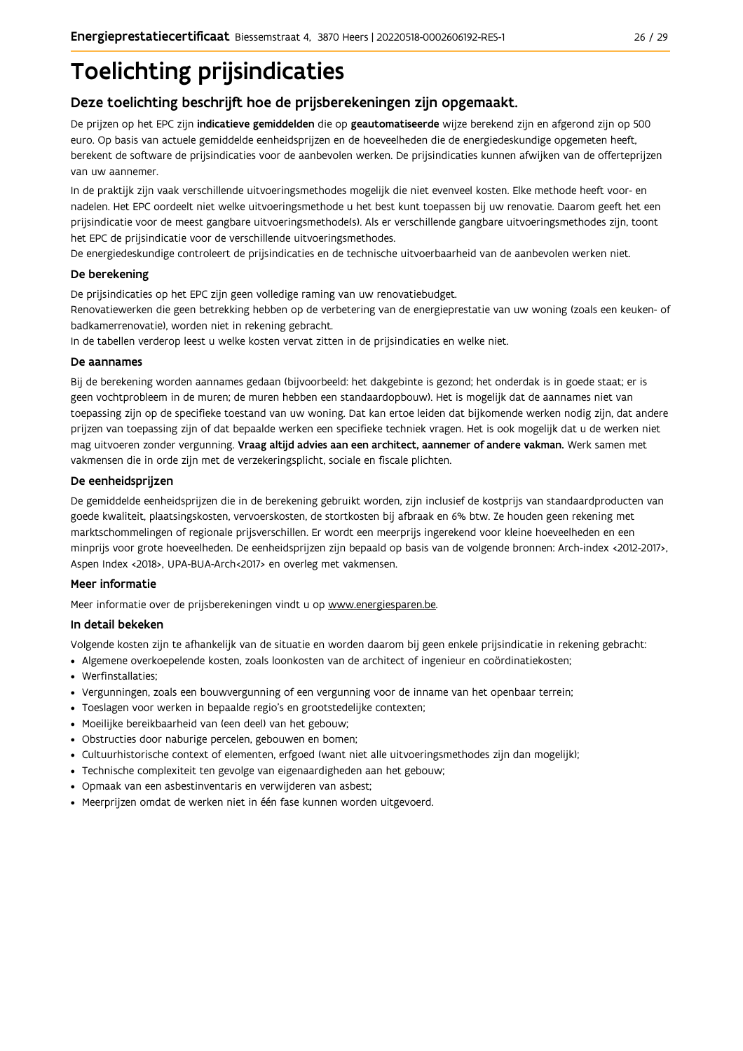# Toelichting prijsindicaties

## Deze toelichting beschrijft hoe de prijsberekeningen zijn opgemaakt.

De prijzen op het EPC zijn **indicatieve gemiddelden** die op **geautomatiseerde** wijze berekend zijn en afgerond zijn op 500 euro. Op basis van actuele gemiddelde eenheidsprijzen en de hoeveelheden die de energiedeskundige opgemeten heeft, berekent de software de prijsindicaties voor de aanbevolen werken. De prijsindicaties kunnen afwijken van de offerteprijzen van uw aannemer.

In de praktijk zijn vaak verschillende uitvoeringsmethodes mogelijk die niet evenveel kosten. Elke methode heeft voor- en nadelen. Het EPC oordeelt niet welke uitvoeringsmethode u het best kunt toepassen bij uw renovatie. Daarom geeft het een prijsindicatie voor de meest gangbare uitvoeringsmethode(s). Als er verschillende gangbare uitvoeringsmethodes zijn, toont het EPC de prijsindicatie voor de verschillende uitvoeringsmethodes.
De energiedeskundige controleert de prijsindicaties en de technische uitvoerbaarheid van de aanbevolen werken niet.

### De berekening

De prijsindicaties op het EPC zijn geen volledige raming van uw renovatiebudget.
Renovatiewerken die geen betrekking hebben op de verbetering van de energieprestatie van uw woning (zoals een keuken- of badkamerrenovatie), worden niet in rekening gebracht.
In de tabellen verderop leest u welke kosten vervat zitten in de prijsindicaties en welke niet.

### De aannames

Bij de berekening worden aannames gedaan (bijvoorbeeld: het dakgebinte is gezond; het onderdak is in goede staat; er is geen vochtprobleem in de muren; de muren hebben een standaardopbouw). Het is mogelijk dat de aannames niet van toepassing zijn op de specifieke toestand van uw woning. Dat kan ertoe leiden dat bijkomende werken nodig zijn, dat andere prijzen van toepassing zijn of dat bepaalde werken een specifieke techniek vragen. Het is ook mogelijk dat u de werken niet mag uitvoeren zonder vergunning. **Vraag altijd advies aan een architect, aannemer of andere vakman.** Werk samen met vakmensen die in orde zijn met de verzekeringsplicht, sociale en fiscale plichten.

### De eenheidsprijzen

De gemiddelde eenheidsprijzen die in de berekening gebruikt worden, zijn inclusief de kostprijs van standaardproducten van goede kwaliteit, plaatsingskosten, vervoerskosten, de stortkosten bij afbraak en 6% btw. Ze houden geen rekening met marktschommelingen of regionale prijsverschillen. Er wordt een meerprijs ingerekend voor kleine hoeveelheden en een minprijs voor grote hoeveelheden. De eenheidsprijzen zijn bepaald op basis van de volgende bronnen: Arch-index <2012-2017>, Aspen Index <2018>, UPA-BUA-Arch<2017> en overleg met vakmensen.

### Meer informatie

Meer informatie over de prijsberekeningen vindt u op www.energiesparen.be.

### In detail bekeken

Volgende kosten zijn te afhankelijk van de situatie en worden daarom bij geen enkele prijsindicatie in rekening gebracht:

- Algemene overkoepelende kosten, zoals loonkosten van de architect of ingenieur en coördinatiekosten;
- Werfinstallaties;
- Vergunningen, zoals een bouwvergunning of een vergunning voor de inname van het openbaar terrein;
- Toeslagen voor werken in bepaalde regio's en grootstedelijke contexten;
- Moeilijke bereikbaarheid van (een deel) van het gebouw;
- Obstructies door naburige percelen, gebouwen en bomen;
- Cultuurhistorische context of elementen, erfgoed (want niet alle uitvoeringsmethodes zijn dan mogelijk);
- Technische complexiteit ten gevolge van eigenaardigheden aan het gebouw;
- Opmaak van een asbestinventaris en verwijderen van asbest;
- Meerprijzen omdat de werken niet in één fase kunnen worden uitgevoerd.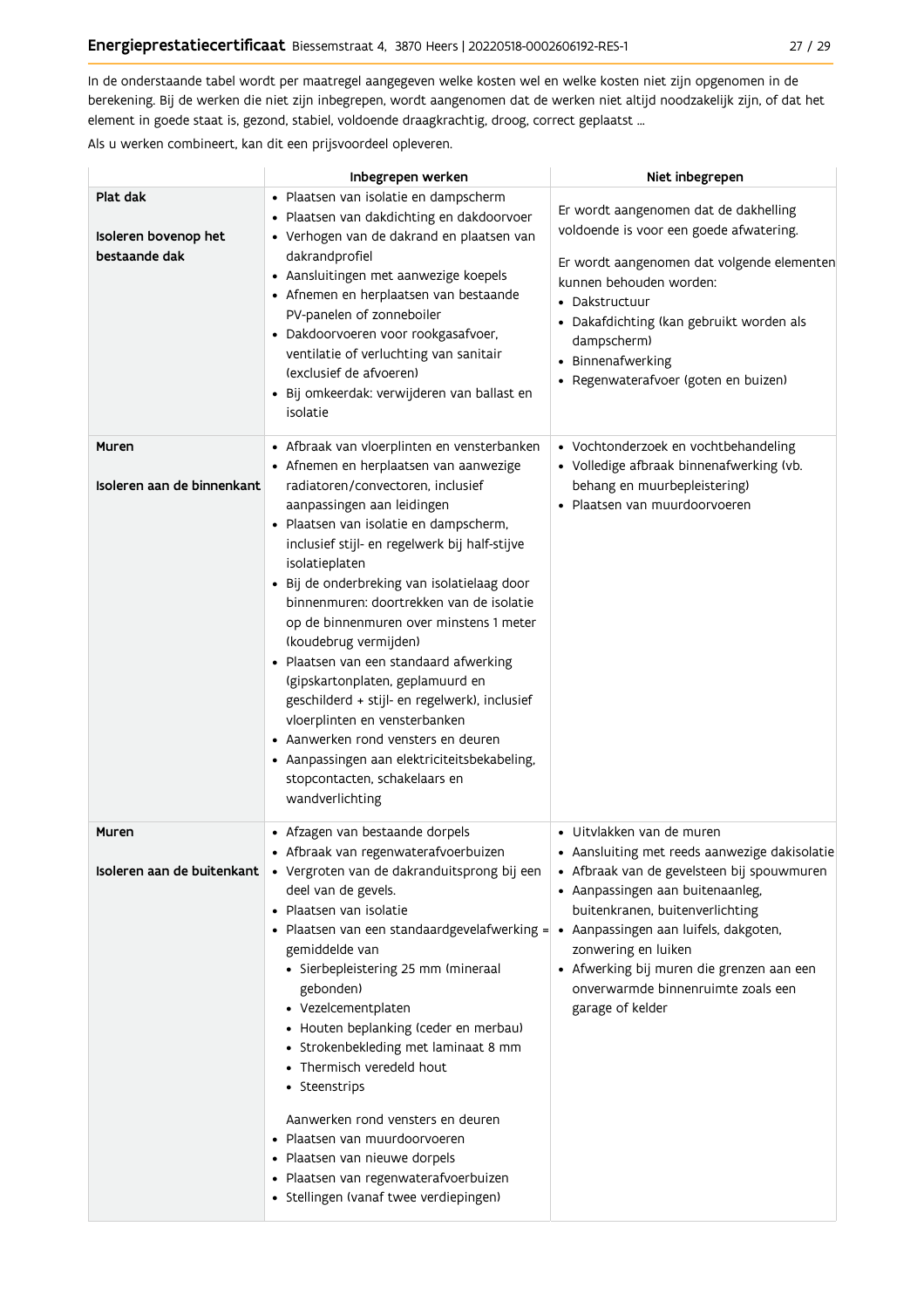In de onderstaande tabel wordt per maatregel aangegeven welke kosten wel en welke kosten niet zijn opgenomen in de berekening. Bij de werken die niet zijn inbegrepen, wordt aangenomen dat de werken niet altijd noodzakelijk zijn, of dat het element in goede staat is, gezond, stabiel, voldoende draagkrachtig, droog, correct geplaatst ...

Als u werken combineert, kan dit een prijsvoordeel opleveren.

| | Inbegrepen werken | Niet inbegrepen |
|---|---|---|
| **Plat dak**<br><br>**Isoleren bovenop het bestaande dak** | • Plaatsen van isolatie en dampscherm<br>• Plaatsen van dakdichting en dakdoorvoer<br>• Verhogen van de dakrand en plaatsen van dakrandprofiel<br>• Aansluitingen met aanwezige koepels<br>• Afnemen en herplaatsen van bestaande PV-panelen of zonneboiler<br>• Dakdoorvoeren voor rookgasafvoer, ventilatie of verluchting van sanitair (exclusief de afvoeren)<br>• Bij omkeerdak: verwijderen van ballast en isolatie | Er wordt aangenomen dat de dakhelling voldoende is voor een goede afwatering.<br><br>Er wordt aangenomen dat volgende elementen kunnen behouden worden:<br>• Dakstructuur<br>• Dakafdichting (kan gebruikt worden als dampscherm)<br>• Binnenafwerking<br>• Regenwaterafvoer (goten en buizen) |
| **Muren**<br><br>**Isoleren aan de binnenkant** | • Afbraak van vloerplinten en vensterbanken<br>• Afnemen en herplaatsen van aanwezige radiatoren/convectoren, inclusief aanpassingen aan leidingen<br>• Plaatsen van isolatie en dampscherm, inclusief stijl- en regelwerk bij half-stijve isolatieplaten<br>• Bij de onderbreking van isolatielaag door binnenmuren: doortrekken van de isolatie op de binnenmuren over minstens 1 meter (koudebrug vermijden)<br>• Plaatsen van een standaard afwerking (gipskartonplaten, geplamuurd en geschilderd + stijl- en regelwerk), inclusief vloerplinten en vensterbanken<br>• Aanwerken rond vensters en deuren<br>• Aanpassingen aan elektriciteitsbekabeling, stopcontacten, schakelaars en wandverlichting | • Vochtonderzoek en vochtbehandeling<br>• Volledige afbraak binnenafwerking (vb. behang en muurbepleistering)<br>• Plaatsen van muurdoorvoeren |
| **Muren**<br><br>**Isoleren aan de buitenkant** | • Afzagen van bestaande dorpels<br>• Afbraak van regenwaterafvoerbuizen<br>• Vergroten van de dakranduitsprong bij een deel van de gevels.<br>• Plaatsen van isolatie<br>• Plaatsen van een standaardgevelafwerking = gemiddelde van<br>&nbsp;&nbsp;• Sierbepleistering 25 mm (mineraal gebonden)<br>&nbsp;&nbsp;• Vezelcementplaten<br>&nbsp;&nbsp;• Houten beplanking (ceder en merbau)<br>&nbsp;&nbsp;• Strokenbekleding met laminaat 8 mm<br>&nbsp;&nbsp;• Thermisch veredeld hout<br>&nbsp;&nbsp;• Steenstrips<br><br>Aanwerken rond vensters en deuren<br>• Plaatsen van muurdoorvoeren<br>• Plaatsen van nieuwe dorpels<br>• Plaatsen van regenwaterafvoerbuizen<br>• Stellingen (vanaf twee verdiepingen) | • Uitvlakken van de muren<br>• Aansluiting met reeds aanwezige dakisolatie<br>• Afbraak van de gevelsteen bij spouwmuren<br>• Aanpassingen aan buitenaanleg, buitenkranen, buitenverlichting<br>• Aanpassingen aan luifels, dakgoten, zonwering en luiken<br>• Afwerking bij muren die grenzen aan een onverwarmde binnenruimte zoals een garage of kelder |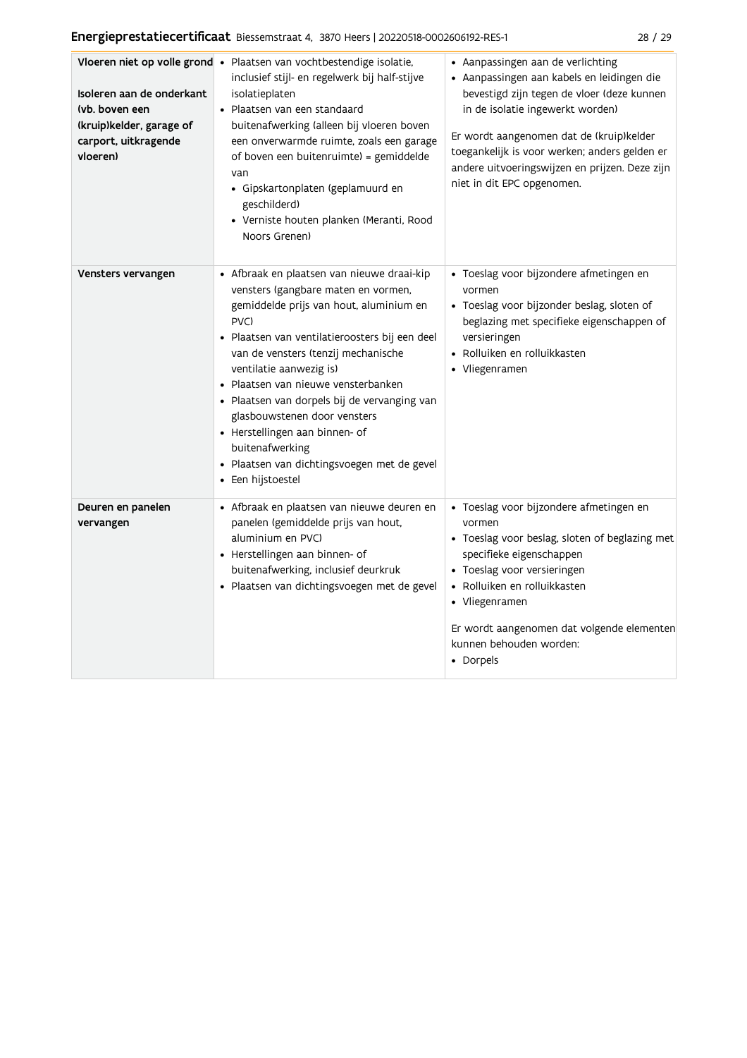| | | |
|---|---|---|
| **Vloeren niet op volle grond**<br><br>**Isoleren aan de onderkant (vb. boven een (kruip)kelder, garage of carport, uitkragende vloeren)** | • Plaatsen van vochtbestendige isolatie, inclusief stijl- en regelwerk bij half-stijve isolatieplaten<br>• Plaatsen van een standaard buitenafwerking (alleen bij vloeren boven een onverwarmde ruimte, zoals een garage of boven een buitenruimte) = gemiddelde van<br>&nbsp;&nbsp;• Gipskartonplaten (geplamuurd en geschilderd)<br>&nbsp;&nbsp;• Verniste houten planken (Meranti, Rood Noors Grenen) | • Aanpassingen aan de verlichting<br>• Aanpassingen aan kabels en leidingen die bevestigd zijn tegen de vloer (deze kunnen in de isolatie ingewerkt worden)<br><br>Er wordt aangenomen dat de (kruip)kelder toegankelijk is voor werken; anders gelden er andere uitvoeringswijzen en prijzen. Deze zijn niet in dit EPC opgenomen. |
| **Vensters vervangen** | • Afbraak en plaatsen van nieuwe draai-kip vensters (gangbare maten en vormen, gemiddelde prijs van hout, aluminium en PVC)<br>• Plaatsen van ventilatieroosters bij een deel van de vensters (tenzij mechanische ventilatie aanwezig is)<br>• Plaatsen van nieuwe vensterbanken<br>• Plaatsen van dorpels bij de vervanging van glasbouwstenen door vensters<br>• Herstellingen aan binnen- of buitenafwerking<br>• Plaatsen van dichtingsvoegen met de gevel<br>• Een hijstoestel | • Toeslag voor bijzondere afmetingen en vormen<br>• Toeslag voor bijzonder beslag, sloten of beglazing met specifieke eigenschappen of versieringen<br>• Rolluiken en rolluikkasten<br>• Vliegenramen |
| **Deuren en panelen vervangen** | • Afbraak en plaatsen van nieuwe deuren en panelen (gemiddelde prijs van hout, aluminium en PVC)<br>• Herstellingen aan binnen- of buitenafwerking, inclusief deurkruk<br>• Plaatsen van dichtingsvoegen met de gevel | • Toeslag voor bijzondere afmetingen en vormen<br>• Toeslag voor beslag, sloten of beglazing met specifieke eigenschappen<br>• Toeslag voor versieringen<br>• Rolluiken en rolluikkasten<br>• Vliegenramen<br><br>Er wordt aangenomen dat volgende elementen kunnen behouden worden:<br>• Dorpels |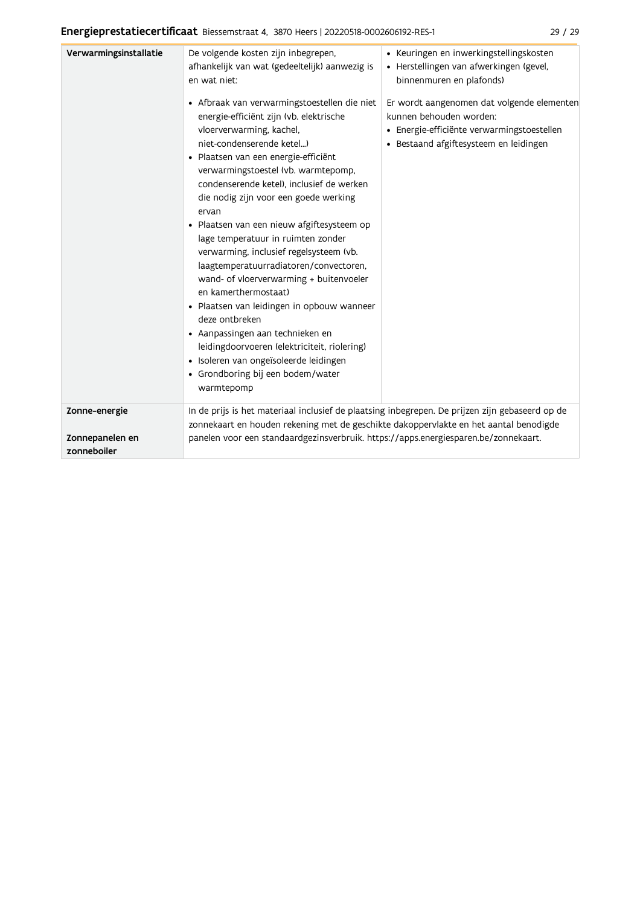| | | |
|---|---|---|
| **Verwarmingsinstallatie** | De volgende kosten zijn inbegrepen, afhankelijk van wat (gedeeltelijk) aanwezig is en wat niet:<br><br>• Afbraak van verwarmingstoestellen die niet energie-efficiënt zijn (vb. elektrische vloerverwarming, kachel, niet-condenserende ketel...)<br>• Plaatsen van een energie-efficiënt verwarmingstoestel (vb. warmtepomp, condenserende ketel), inclusief de werken die nodig zijn voor een goede werking ervan<br>• Plaatsen van een nieuw afgiftesysteem op lage temperatuur in ruimten zonder verwarming, inclusief regelsysteem (vb. laagtemperatuurradiatoren/convectoren, wand- of vloerverwarming + buitenvoeler en kamerthermostaat)<br>• Plaatsen van leidingen in opbouw wanneer deze ontbreken<br>• Aanpassingen aan technieken en leidingdoorvoeren (elektriciteit, riolering)<br>• Isoleren van ongeïsoleerde leidingen<br>• Grondboring bij een bodem/water warmtepomp | • Keuringen en inwerkingstellingskosten<br>• Herstellingen van afwerkingen (gevel, binnenmuren en plafonds)<br><br>Er wordt aangenomen dat volgende elementen kunnen behouden worden:<br>• Energie-efficiënte verwarmingstoestellen<br>• Bestaand afgiftesysteem en leidingen |
| **Zonne-energie**<br><br>**Zonnepanelen en zonneboiler** | In de prijs is het materiaal inclusief de plaatsing inbegrepen. De prijzen zijn gebaseerd op de zonnekaart en houden rekening met de geschikte dakoppervlakte en het aantal benodigde panelen voor een standaardgezinsverbruik. https://apps.energiesparen.be/zonnekaart. | |